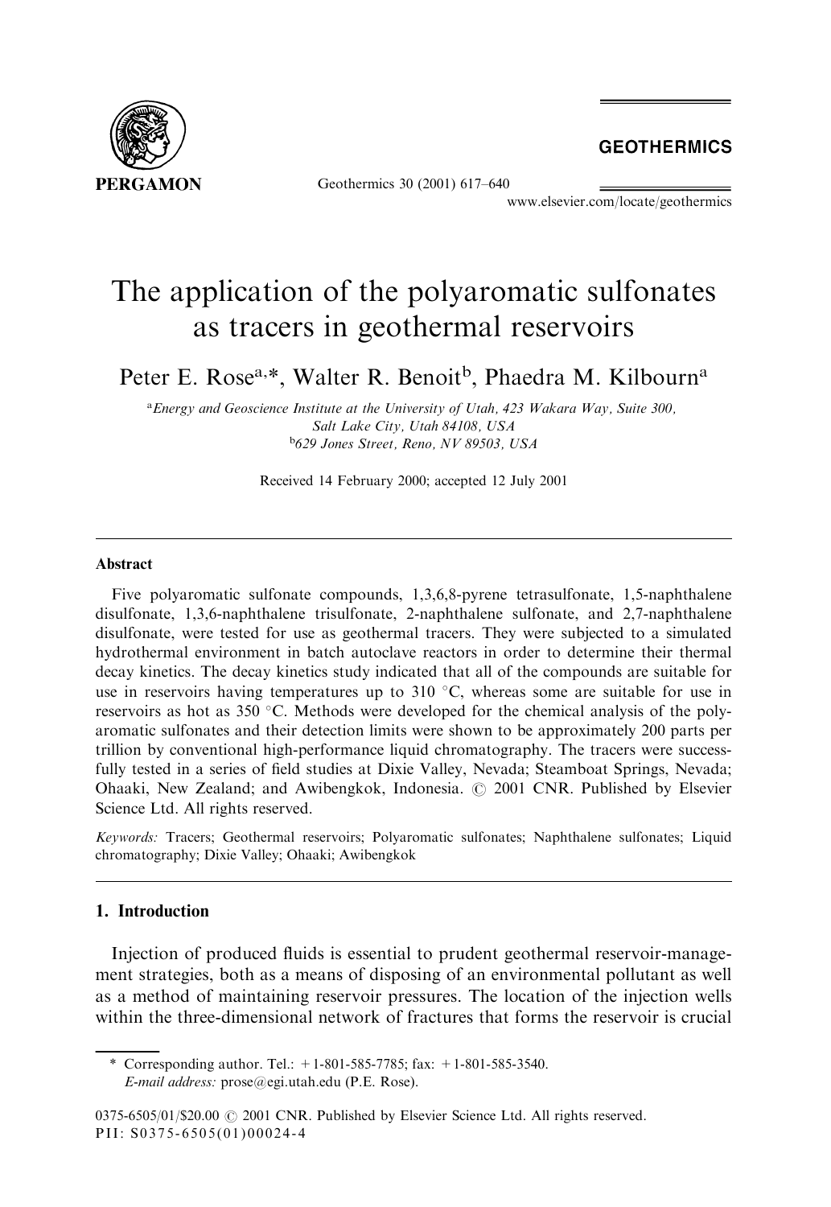# The application of the polyaromatic sulfonates as tracers in geothermal reservoirs

Peter E. Rose[a,*], Walter R. Benoit[b], Phaedra M. Kilbourn[a]

[a]*Energy and Geoscience Institute at the University of Utah, 423 Wakara Way, Suite 300, Salt Lake City, Utah 84108, USA*

[b]*629 Jones Street, Reno, NV 89503, USA*

Received 14 February 2000; accepted 12 July 2001

## Abstract

Five polyaromatic sulfonate compounds, 1,3,6,8-pyrene tetrasulfonate, 1,5-naphthalene disulfonate, 1,3,6-naphthalene trisulfonate, 2-naphthalene sulfonate, and 2,7-naphthalene disulfonate, were tested for use as geothermal tracers. They were subjected to a simulated hydrothermal environment in batch autoclave reactors in order to determine their thermal decay kinetics. The decay kinetics study indicated that all of the compounds are suitable for use in reservoirs having temperatures up to 310 °C, whereas some are suitable for use in reservoirs as hot as 350 °C. Methods were developed for the chemical analysis of the polyaromatic sulfonates and their detection limits were shown to be approximately 200 parts per trillion by conventional high-performance liquid chromatography. The tracers were successfully tested in a series of field studies at Dixie Valley, Nevada; Steamboat Springs, Nevada; Ohaaki, New Zealand; and Awibengkok, Indonesia. © 2001 CNR. Published by Elsevier Science Ltd. All rights reserved.

*Keywords:* Tracers; Geothermal reservoirs; Polyaromatic sulfonates; Naphthalene sulfonates; Liquid chromatography; Dixie Valley; Ohaaki; Awibengkok

## 1. Introduction

Injection of produced fluids is essential to prudent geothermal reservoir-management strategies, both as a means of disposing of an environmental pollutant as well as a method of maintaining reservoir pressures. The location of the injection wells within the three-dimensional network of fractures that forms the reservoir is crucial

\* Corresponding author. Tel.: +1-801-585-7785; fax: +1-801-585-3540.
*E-mail address:* prose@egi.utah.edu (P.E. Rose).

0375-6505/01/$20.00 © 2001 CNR. Published by Elsevier Science Ltd. All rights reserved.
PII: S0375-6505(01)00024-4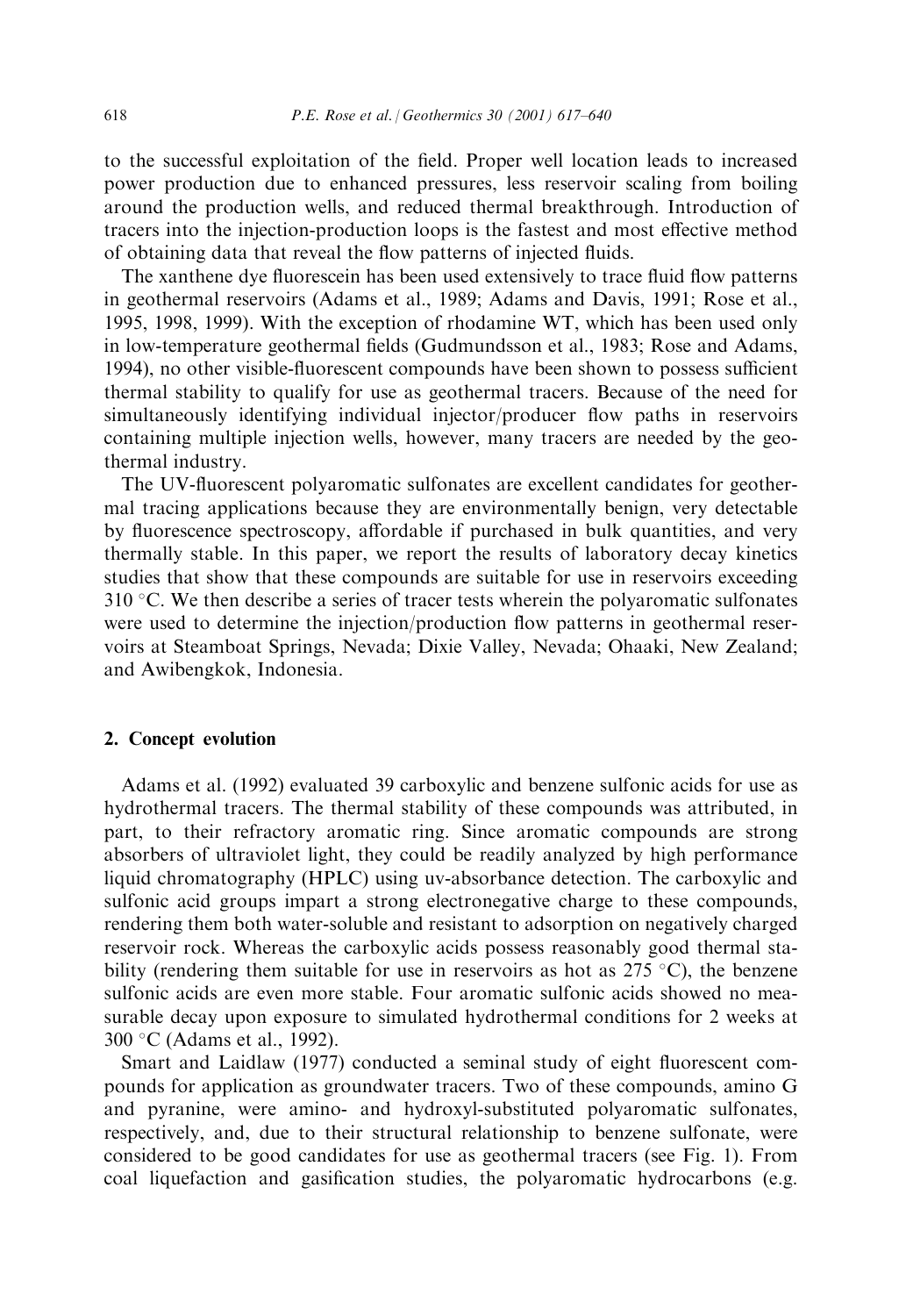to the successful exploitation of the field. Proper well location leads to increased power production due to enhanced pressures, less reservoir scaling from boiling around the production wells, and reduced thermal breakthrough. Introduction of tracers into the injection-production loops is the fastest and most effective method of obtaining data that reveal the flow patterns of injected fluids.

The xanthene dye fluorescein has been used extensively to trace fluid flow patterns in geothermal reservoirs (Adams et al., 1989; Adams and Davis, 1991; Rose et al., 1995, 1998, 1999). With the exception of rhodamine WT, which has been used only in low-temperature geothermal fields (Gudmundsson et al., 1983; Rose and Adams, 1994), no other visible-fluorescent compounds have been shown to possess sufficient thermal stability to qualify for use as geothermal tracers. Because of the need for simultaneously identifying individual injector/producer flow paths in reservoirs containing multiple injection wells, however, many tracers are needed by the geothermal industry.

The UV-fluorescent polyaromatic sulfonates are excellent candidates for geothermal tracing applications because they are environmentally benign, very detectable by fluorescence spectroscopy, affordable if purchased in bulk quantities, and very thermally stable. In this paper, we report the results of laboratory decay kinetics studies that show that these compounds are suitable for use in reservoirs exceeding 310 °C. We then describe a series of tracer tests wherein the polyaromatic sulfonates were used to determine the injection/production flow patterns in geothermal reservoirs at Steamboat Springs, Nevada; Dixie Valley, Nevada; Ohaaki, New Zealand; and Awibengkok, Indonesia.

## 2. Concept evolution

Adams et al. (1992) evaluated 39 carboxylic and benzene sulfonic acids for use as hydrothermal tracers. The thermal stability of these compounds was attributed, in part, to their refractory aromatic ring. Since aromatic compounds are strong absorbers of ultraviolet light, they could be readily analyzed by high performance liquid chromatography (HPLC) using uv-absorbance detection. The carboxylic and sulfonic acid groups impart a strong electronegative charge to these compounds, rendering them both water-soluble and resistant to adsorption on negatively charged reservoir rock. Whereas the carboxylic acids possess reasonably good thermal stability (rendering them suitable for use in reservoirs as hot as 275 °C), the benzene sulfonic acids are even more stable. Four aromatic sulfonic acids showed no measurable decay upon exposure to simulated hydrothermal conditions for 2 weeks at 300 °C (Adams et al., 1992).

Smart and Laidlaw (1977) conducted a seminal study of eight fluorescent compounds for application as groundwater tracers. Two of these compounds, amino G and pyranine, were amino- and hydroxyl-substituted polyaromatic sulfonates, respectively, and, due to their structural relationship to benzene sulfonate, were considered to be good candidates for use as geothermal tracers (see Fig. 1). From coal liquefaction and gasification studies, the polyaromatic hydrocarbons (e.g.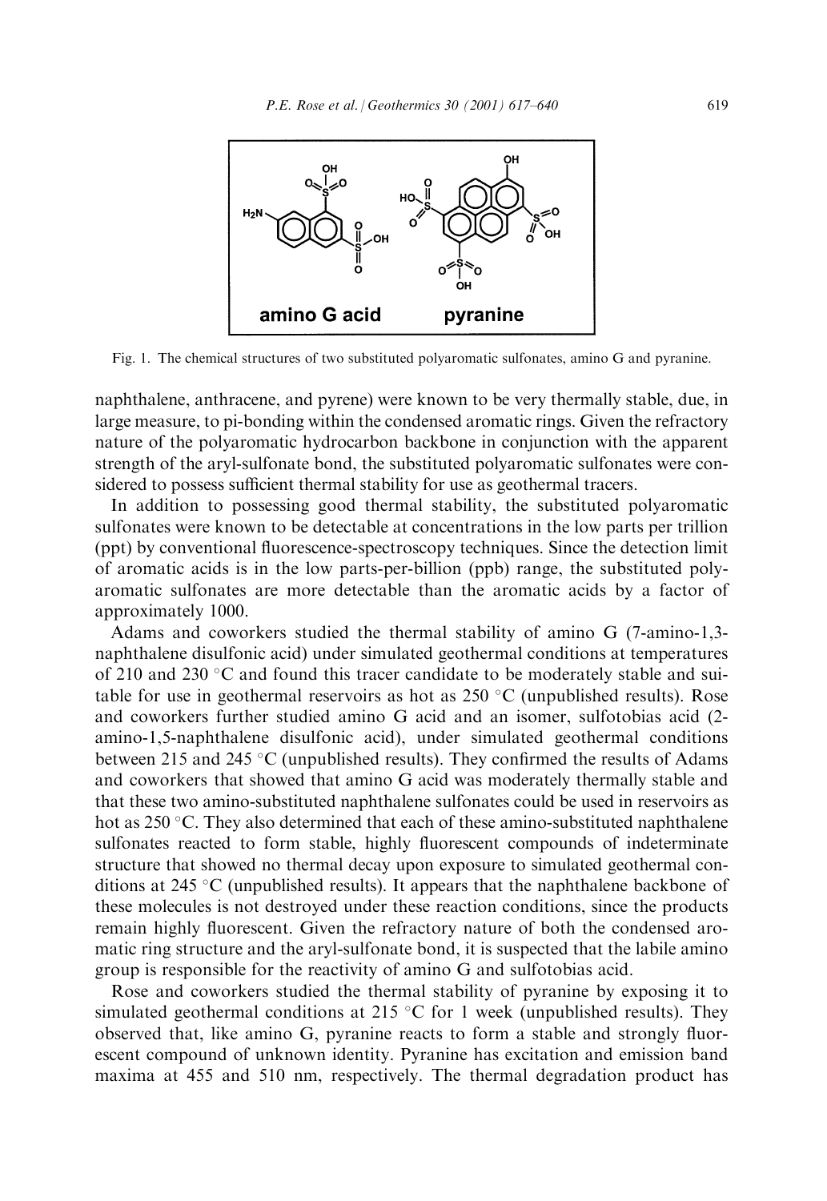Fig. 1. The chemical structures of two substituted polyaromatic sulfonates, amino G and pyranine.

naphthalene, anthracene, and pyrene) were known to be very thermally stable, due, in large measure, to pi-bonding within the condensed aromatic rings. Given the refractory nature of the polyaromatic hydrocarbon backbone in conjunction with the apparent strength of the aryl-sulfonate bond, the substituted polyaromatic sulfonates were considered to possess sufficient thermal stability for use as geothermal tracers.

In addition to possessing good thermal stability, the substituted polyaromatic sulfonates were known to be detectable at concentrations in the low parts per trillion (ppt) by conventional fluorescence-spectroscopy techniques. Since the detection limit of aromatic acids is in the low parts-per-billion (ppb) range, the substituted polyaromatic sulfonates are more detectable than the aromatic acids by a factor of approximately 1000.

Adams and coworkers studied the thermal stability of amino G (7-amino-1,3-naphthalene disulfonic acid) under simulated geothermal conditions at temperatures of 210 and 230 °C and found this tracer candidate to be moderately stable and suitable for use in geothermal reservoirs as hot as 250 °C (unpublished results). Rose and coworkers further studied amino G acid and an isomer, sulfotobias acid (2-amino-1,5-naphthalene disulfonic acid), under simulated geothermal conditions between 215 and 245 °C (unpublished results). They confirmed the results of Adams and coworkers that showed that amino G acid was moderately thermally stable and that these two amino-substituted naphthalene sulfonates could be used in reservoirs as hot as 250 °C. They also determined that each of these amino-substituted naphthalene sulfonates reacted to form stable, highly fluorescent compounds of indeterminate structure that showed no thermal decay upon exposure to simulated geothermal conditions at 245 °C (unpublished results). It appears that the naphthalene backbone of these molecules is not destroyed under these reaction conditions, since the products remain highly fluorescent. Given the refractory nature of both the condensed aromatic ring structure and the aryl-sulfonate bond, it is suspected that the labile amino group is responsible for the reactivity of amino G and sulfotobias acid.

Rose and coworkers studied the thermal stability of pyranine by exposing it to simulated geothermal conditions at 215 °C for 1 week (unpublished results). They observed that, like amino G, pyranine reacts to form a stable and strongly fluorescent compound of unknown identity. Pyranine has excitation and emission band maxima at 455 and 510 nm, respectively. The thermal degradation product has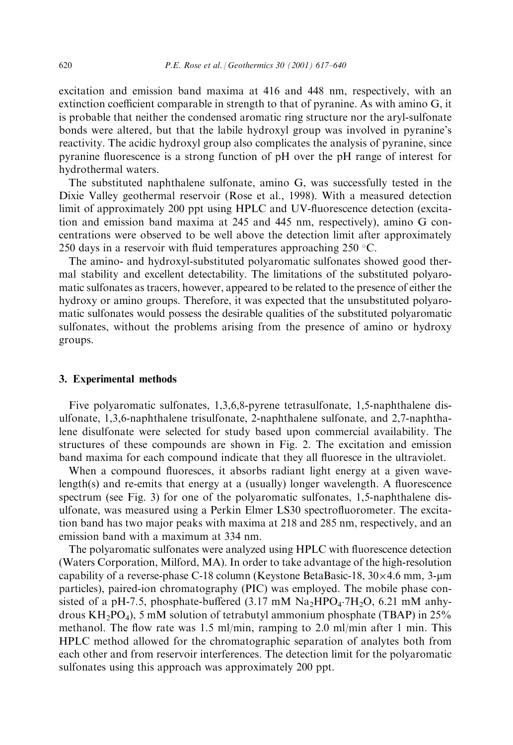excitation and emission band maxima at 416 and 448 nm, respectively, with an extinction coefficient comparable in strength to that of pyranine. As with amino G, it is probable that neither the condensed aromatic ring structure nor the aryl-sulfonate bonds were altered, but that the labile hydroxyl group was involved in pyranine's reactivity. The acidic hydroxyl group also complicates the analysis of pyranine, since pyranine fluorescence is a strong function of pH over the pH range of interest for hydrothermal waters.

The substituted naphthalene sulfonate, amino G, was successfully tested in the Dixie Valley geothermal reservoir (Rose et al., 1998). With a measured detection limit of approximately 200 ppt using HPLC and UV-fluorescence detection (excitation and emission band maxima at 245 and 445 nm, respectively), amino G concentrations were observed to be well above the detection limit after approximately 250 days in a reservoir with fluid temperatures approaching 250 °C.

The amino- and hydroxyl-substituted polyaromatic sulfonates showed good thermal stability and excellent detectability. The limitations of the substituted polyaromatic sulfonates as tracers, however, appeared to be related to the presence of either the hydroxy or amino groups. Therefore, it was expected that the unsubstituted polyaromatic sulfonates would possess the desirable qualities of the substituted polyaromatic sulfonates, without the problems arising from the presence of amino or hydroxy groups.

## 3. Experimental methods

Five polyaromatic sulfonates, 1,3,6,8-pyrene tetrasulfonate, 1,5-naphthalene disulfonate, 1,3,6-naphthalene trisulfonate, 2-naphthalene sulfonate, and 2,7-naphthalene disulfonate were selected for study based upon commercial availability. The structures of these compounds are shown in Fig. 2. The excitation and emission band maxima for each compound indicate that they all fluoresce in the ultraviolet.

When a compound fluoresces, it absorbs radiant light energy at a given wavelength(s) and re-emits that energy at a (usually) longer wavelength. A fluorescence spectrum (see Fig. 3) for one of the polyaromatic sulfonates, 1,5-naphthalene disulfonate, was measured using a Perkin Elmer LS30 spectrofluorometer. The excitation band has two major peaks with maxima at 218 and 285 nm, respectively, and an emission band with a maximum at 334 nm.

The polyaromatic sulfonates were analyzed using HPLC with fluorescence detection (Waters Corporation, Milford, MA). In order to take advantage of the high-resolution capability of a reverse-phase C-18 column (Keystone BetaBasic-18, 30×4.6 mm, 3-μm particles), paired-ion chromatography (PIC) was employed. The mobile phase consisted of a pH-7.5, phosphate-buffered (3.17 mM $Na_2HPO_4 \cdot 7H_2O$, 6.21 mM anhydrous $KH_2PO_4$), 5 mM solution of tetrabutyl ammonium phosphate (TBAP) in 25% methanol. The flow rate was 1.5 ml/min, ramping to 2.0 ml/min after 1 min. This HPLC method allowed for the chromatographic separation of analytes both from each other and from reservoir interferences. The detection limit for the polyaromatic sulfonates using this approach was approximately 200 ppt.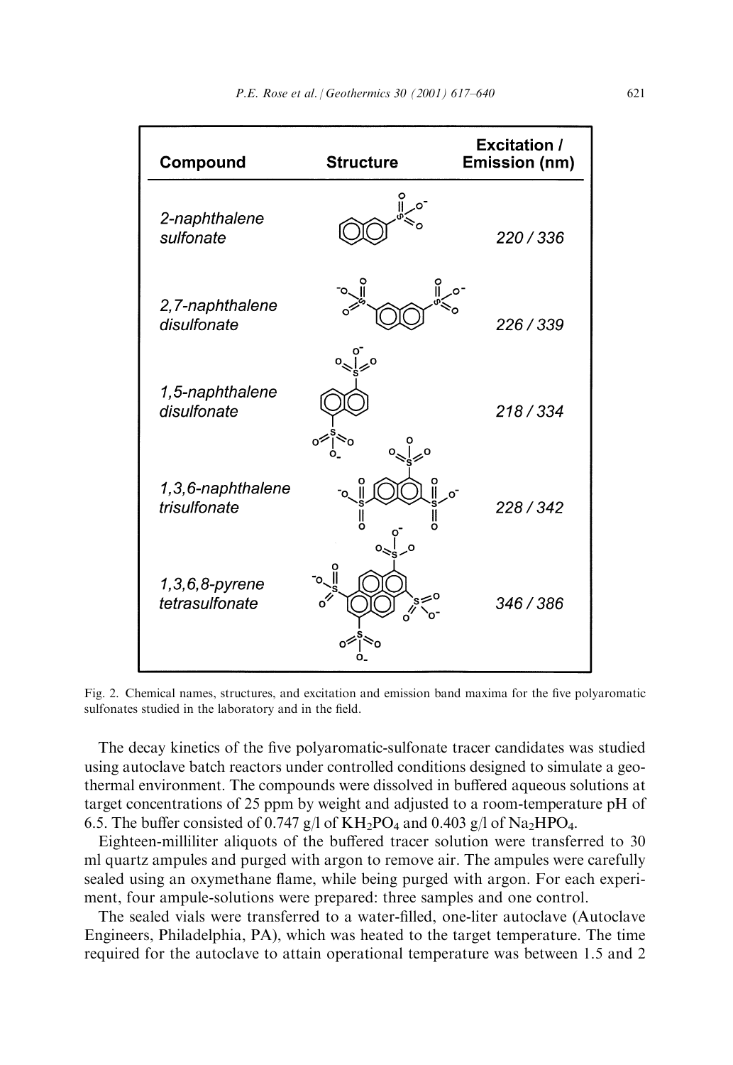| Compound | Structure | Excitation / Emission (nm) |
|---|---|---|
| *2-naphthalene sulfonate* | | *220 / 336* |
| *2,7-naphthalene disulfonate* | | *226 / 339* |
| *1,5-naphthalene disulfonate* | | *218 / 334* |
| *1,3,6-naphthalene trisulfonate* | | *228 / 342* |
| *1,3,6,8-pyrene tetrasulfonate* | | *346 / 386* |

Fig. 2. Chemical names, structures, and excitation and emission band maxima for the five polyaromatic sulfonates studied in the laboratory and in the field.

The decay kinetics of the five polyaromatic-sulfonate tracer candidates was studied using autoclave batch reactors under controlled conditions designed to simulate a geothermal environment. The compounds were dissolved in buffered aqueous solutions at target concentrations of 25 ppm by weight and adjusted to a room-temperature pH of 6.5. The buffer consisted of 0.747 g/l of $KH_2PO_4$ and 0.403 g/l of $Na_2HPO_4$.

Eighteen-milliliter aliquots of the buffered tracer solution were transferred to 30 ml quartz ampules and purged with argon to remove air. The ampules were carefully sealed using an oxymethane flame, while being purged with argon. For each experiment, four ampule-solutions were prepared: three samples and one control.

The sealed vials were transferred to a water-filled, one-liter autoclave (Autoclave Engineers, Philadelphia, PA), which was heated to the target temperature. The time required for the autoclave to attain operational temperature was between 1.5 and 2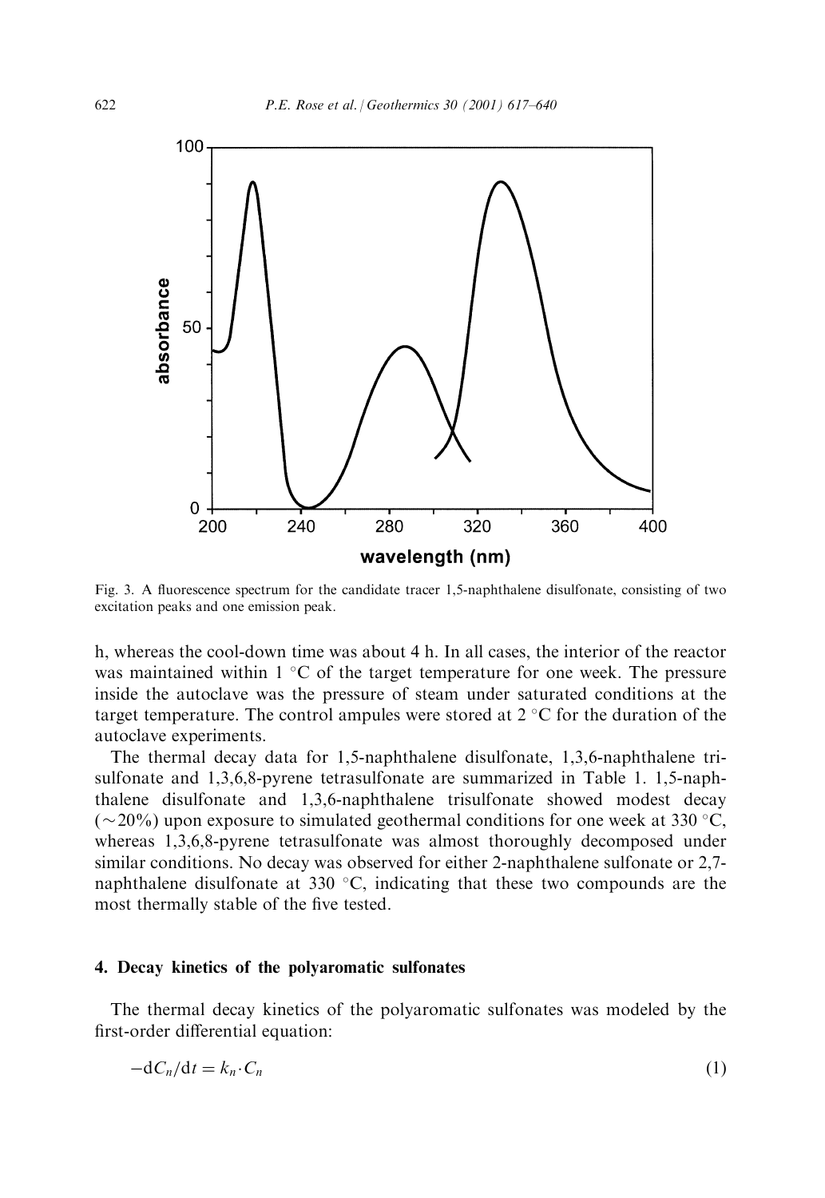Fig. 3. A fluorescence spectrum for the candidate tracer 1,5-naphthalene disulfonate, consisting of two excitation peaks and one emission peak.

h, whereas the cool-down time was about 4 h. In all cases, the interior of the reactor was maintained within 1 °C of the target temperature for one week. The pressure inside the autoclave was the pressure of steam under saturated conditions at the target temperature. The control ampules were stored at 2 °C for the duration of the autoclave experiments.

The thermal decay data for 1,5-naphthalene disulfonate, 1,3,6-naphthalene trisulfonate and 1,3,6,8-pyrene tetrasulfonate are summarized in Table 1. 1,5-naphthalene disulfonate and 1,3,6-naphthalene trisulfonate showed modest decay (~20%) upon exposure to simulated geothermal conditions for one week at 330 °C, whereas 1,3,6,8-pyrene tetrasulfonate was almost thoroughly decomposed under similar conditions. No decay was observed for either 2-naphthalene sulfonate or 2,7-naphthalene disulfonate at 330 °C, indicating that these two compounds are the most thermally stable of the five tested.

## 4. Decay kinetics of the polyaromatic sulfonates

The thermal decay kinetics of the polyaromatic sulfonates was modeled by the first-order differential equation:

$$-dC_n/dt = k_n \cdot C_n \tag{1}$$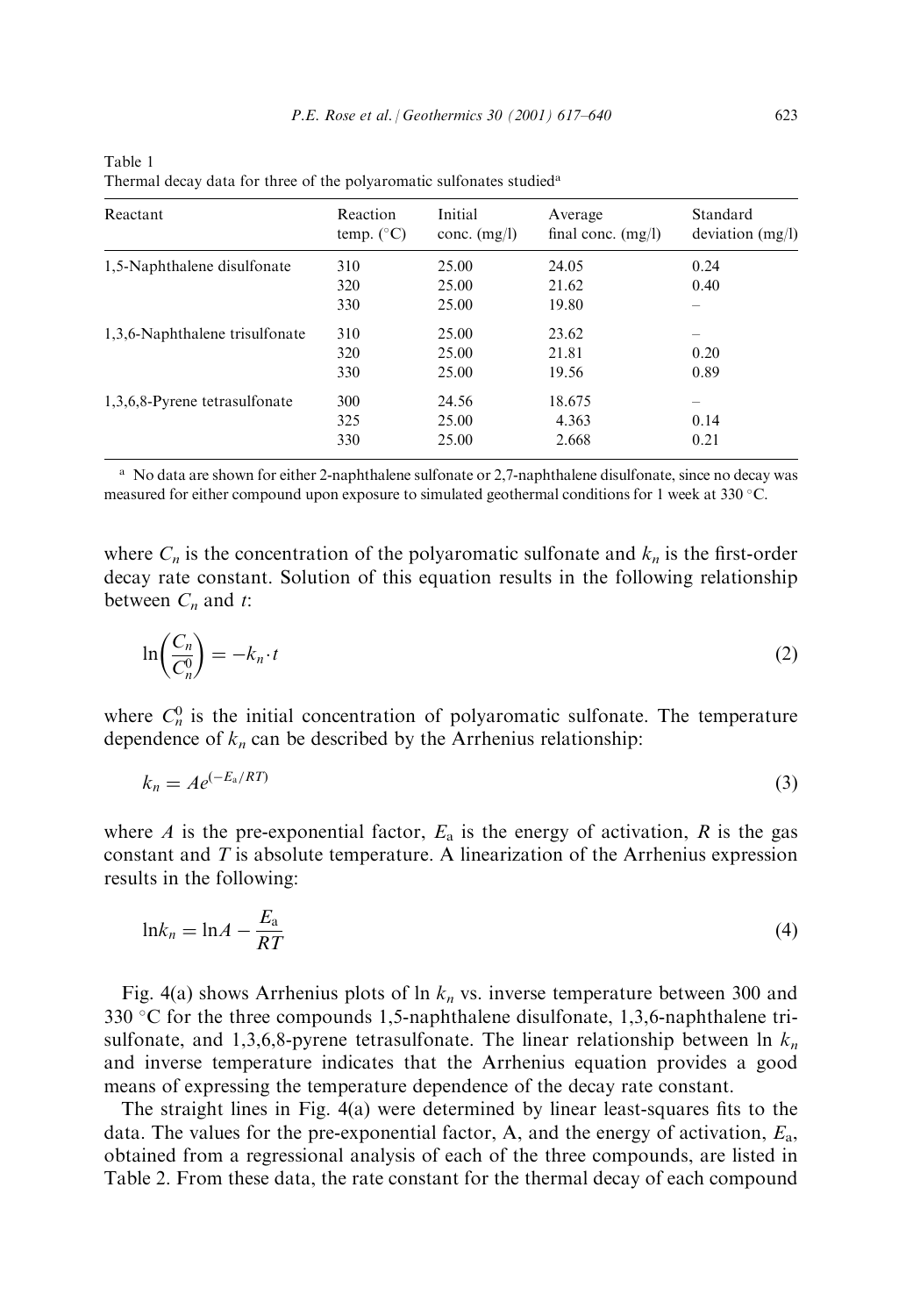Table 1
Thermal decay data for three of the polyaromatic sulfonates studied[a]

| Reactant | Reaction temp. (°C) | Initial conc. (mg/l) | Average final conc. (mg/l) | Standard deviation (mg/l) |
|---|---|---|---|---|
| 1,5-Naphthalene disulfonate | 310 | 25.00 | 24.05 | 0.24 |
| | 320 | 25.00 | 21.62 | 0.40 |
| | 330 | 25.00 | 19.80 | – |
| 1,3,6-Naphthalene trisulfonate | 310 | 25.00 | 23.62 | – |
| | 320 | 25.00 | 21.81 | 0.20 |
| | 330 | 25.00 | 19.56 | 0.89 |
| 1,3,6,8-Pyrene tetrasulfonate | 300 | 24.56 | 18.675 | – |
| | 325 | 25.00 | 4.363 | 0.14 |
| | 330 | 25.00 | 2.668 | 0.21 |

[a] No data are shown for either 2-naphthalene sulfonate or 2,7-naphthalene disulfonate, since no decay was measured for either compound upon exposure to simulated geothermal conditions for 1 week at 330 °C.

where $C_n$ is the concentration of the polyaromatic sulfonate and $k_n$ is the first-order decay rate constant. Solution of this equation results in the following relationship between $C_n$ and $t$:

$$\ln\left(\frac{C_n}{C_n^0}\right) = -k_n \cdot t \tag{2}$$

where $C_n^0$ is the initial concentration of polyaromatic sulfonate. The temperature dependence of $k_n$ can be described by the Arrhenius relationship:

$$k_n = Ae^{(-E_a/RT)} \tag{3}$$

where $A$ is the pre-exponential factor, $E_a$ is the energy of activation, $R$ is the gas constant and $T$ is absolute temperature. A linearization of the Arrhenius expression results in the following:

$$\ln k_n = \ln A - \frac{E_a}{RT} \tag{4}$$

Fig. 4(a) shows Arrhenius plots of ln $k_n$ vs. inverse temperature between 300 and 330 °C for the three compounds 1,5-naphthalene disulfonate, 1,3,6-naphthalene trisulfonate, and 1,3,6,8-pyrene tetrasulfonate. The linear relationship between ln $k_n$ and inverse temperature indicates that the Arrhenius equation provides a good means of expressing the temperature dependence of the decay rate constant.

The straight lines in Fig. 4(a) were determined by linear least-squares fits to the data. The values for the pre-exponential factor, A, and the energy of activation, $E_a$, obtained from a regressional analysis of each of the three compounds, are listed in Table 2. From these data, the rate constant for the thermal decay of each compound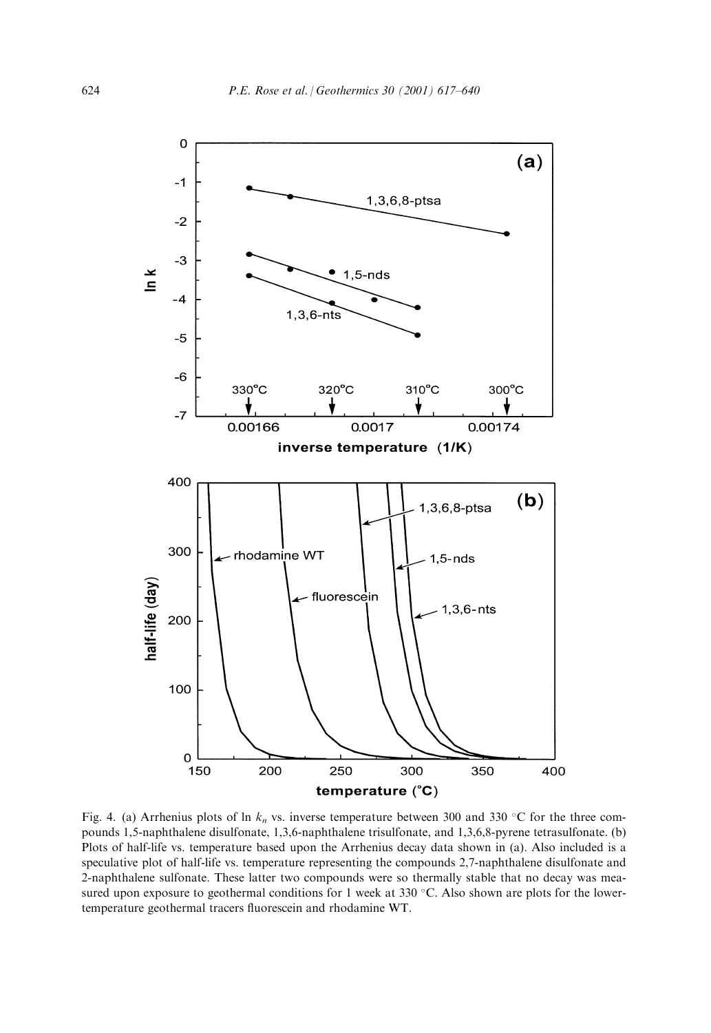Fig. 4. (a) Arrhenius plots of ln $k_n$ vs. inverse temperature between 300 and 330 °C for the three compounds 1,5-naphthalene disulfonate, 1,3,6-naphthalene trisulfonate, and 1,3,6,8-pyrene tetrasulfonate. (b) Plots of half-life vs. temperature based upon the Arrhenius decay data shown in (a). Also included is a speculative plot of half-life vs. temperature representing the compounds 2,7-naphthalene disulfonate and 2-naphthalene sulfonate. These latter two compounds were so thermally stable that no decay was measured upon exposure to geothermal conditions for 1 week at 330 °C. Also shown are plots for the lower-temperature geothermal tracers fluorescein and rhodamine WT.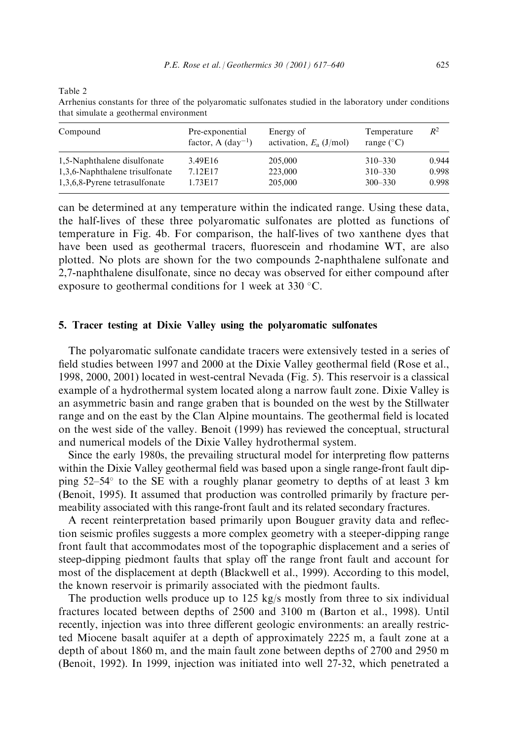Table 2

Arrhenius constants for three of the polyaromatic sulfonates studied in the laboratory under conditions that simulate a geothermal environment

| Compound | Pre-exponential factor, A ($day^{-1}$) | Energy of activation, $E_a$ (J/mol) | Temperature range (°C) | $R^2$ |
|---|---|---|---|---|
| 1,5-Naphthalene disulfonate | 3.49E16 | 205,000 | 310–330 | 0.944 |
| 1,3,6-Naphthalene trisulfonate | 7.12E17 | 223,000 | 310–330 | 0.998 |
| 1,3,6,8-Pyrene tetrasulfonate | 1.73E17 | 205,000 | 300–330 | 0.998 |

can be determined at any temperature within the indicated range. Using these data, the half-lives of these three polyaromatic sulfonates are plotted as functions of temperature in Fig. 4b. For comparison, the half-lives of two xanthene dyes that have been used as geothermal tracers, fluorescein and rhodamine WT, are also plotted. No plots are shown for the two compounds 2-naphthalene sulfonate and 2,7-naphthalene disulfonate, since no decay was observed for either compound after exposure to geothermal conditions for 1 week at 330 °C.

## 5. Tracer testing at Dixie Valley using the polyaromatic sulfonates

The polyaromatic sulfonate candidate tracers were extensively tested in a series of field studies between 1997 and 2000 at the Dixie Valley geothermal field (Rose et al., 1998, 2000, 2001) located in west-central Nevada (Fig. 5). This reservoir is a classical example of a hydrothermal system located along a narrow fault zone. Dixie Valley is an asymmetric basin and range graben that is bounded on the west by the Stillwater range and on the east by the Clan Alpine mountains. The geothermal field is located on the west side of the valley. Benoit (1999) has reviewed the conceptual, structural and numerical models of the Dixie Valley hydrothermal system.

Since the early 1980s, the prevailing structural model for interpreting flow patterns within the Dixie Valley geothermal field was based upon a single range-front fault dipping 52–54° to the SE with a roughly planar geometry to depths of at least 3 km (Benoit, 1995). It assumed that production was controlled primarily by fracture permeability associated with this range-front fault and its related secondary fractures.

A recent reinterpretation based primarily upon Bouguer gravity data and reflection seismic profiles suggests a more complex geometry with a steeper-dipping range front fault that accommodates most of the topographic displacement and a series of steep-dipping piedmont faults that splay off the range front fault and account for most of the displacement at depth (Blackwell et al., 1999). According to this model, the known reservoir is primarily associated with the piedmont faults.

The production wells produce up to 125 kg/s mostly from three to six individual fractures located between depths of 2500 and 3100 m (Barton et al., 1998). Until recently, injection was into three different geologic environments: an areally restricted Miocene basalt aquifer at a depth of approximately 2225 m, a fault zone at a depth of about 1860 m, and the main fault zone between depths of 2700 and 2950 m (Benoit, 1992). In 1999, injection was initiated into well 27-32, which penetrated a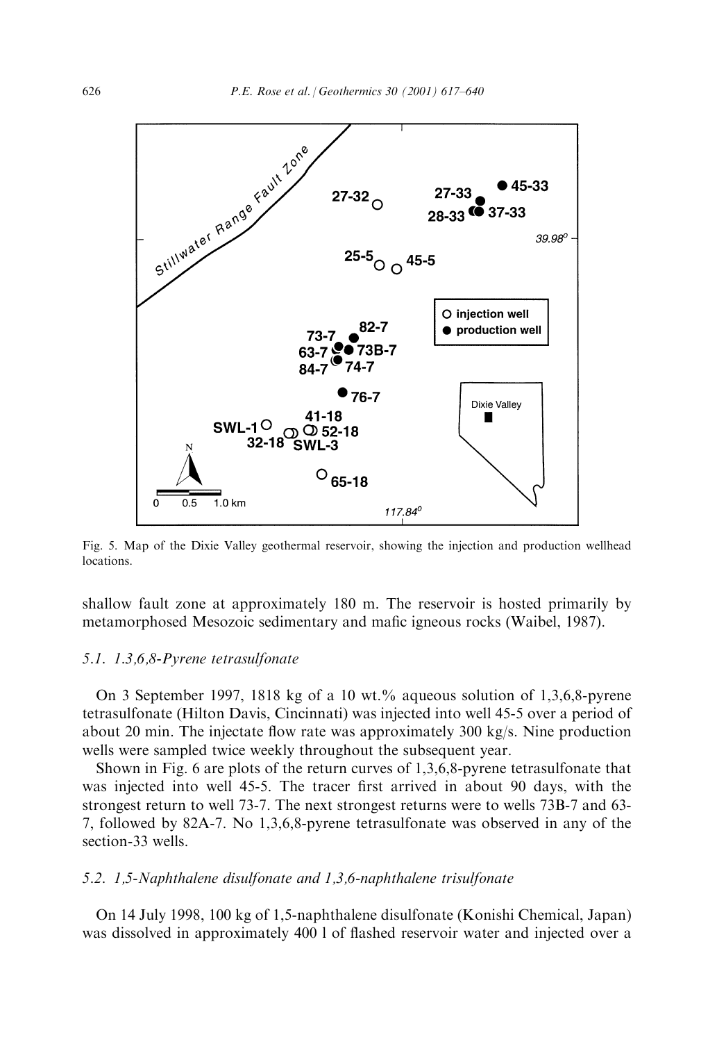Fig. 5. Map of the Dixie Valley geothermal reservoir, showing the injection and production wellhead locations.

shallow fault zone at approximately 180 m. The reservoir is hosted primarily by metamorphosed Mesozoic sedimentary and mafic igneous rocks (Waibel, 1987).

### 5.1. 1,3,6,8-Pyrene tetrasulfonate

On 3 September 1997, 1818 kg of a 10 wt.% aqueous solution of 1,3,6,8-pyrene tetrasulfonate (Hilton Davis, Cincinnati) was injected into well 45-5 over a period of about 20 min. The injectate flow rate was approximately 300 kg/s. Nine production wells were sampled twice weekly throughout the subsequent year.

Shown in Fig. 6 are plots of the return curves of 1,3,6,8-pyrene tetrasulfonate that was injected into well 45-5. The tracer first arrived in about 90 days, with the strongest return to well 73-7. The next strongest returns were to wells 73B-7 and 63-7, followed by 82A-7. No 1,3,6,8-pyrene tetrasulfonate was observed in any of the section-33 wells.

### 5.2. 1,5-Naphthalene disulfonate and 1,3,6-naphthalene trisulfonate

On 14 July 1998, 100 kg of 1,5-naphthalene disulfonate (Konishi Chemical, Japan) was dissolved in approximately 400 l of flashed reservoir water and injected over a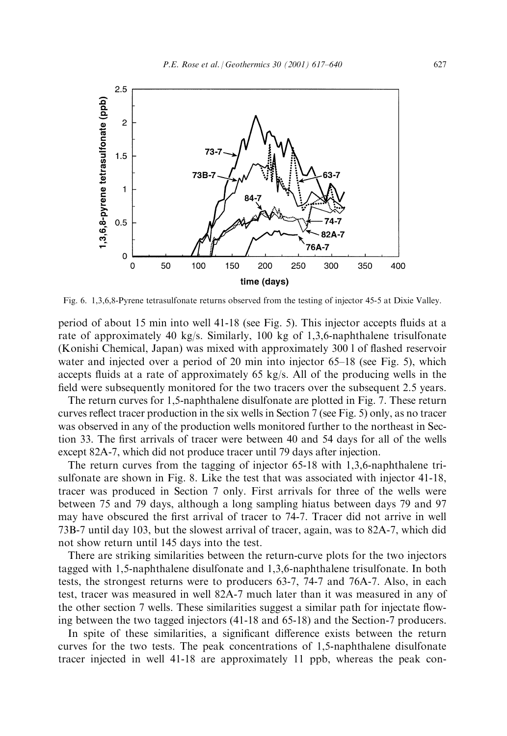Fig. 6. 1,3,6,8-Pyrene tetrasulfonate returns observed from the testing of injector 45-5 at Dixie Valley.

period of about 15 min into well 41-18 (see Fig. 5). This injector accepts fluids at a rate of approximately 40 kg/s. Similarly, 100 kg of 1,3,6-naphthalene trisulfonate (Konishi Chemical, Japan) was mixed with approximately 300 l of flashed reservoir water and injected over a period of 20 min into injector 65–18 (see Fig. 5), which accepts fluids at a rate of approximately 65 kg/s. All of the producing wells in the field were subsequently monitored for the two tracers over the subsequent 2.5 years.

The return curves for 1,5-naphthalene disulfonate are plotted in Fig. 7. These return curves reflect tracer production in the six wells in Section 7 (see Fig. 5) only, as no tracer was observed in any of the production wells monitored further to the northeast in Section 33. The first arrivals of tracer were between 40 and 54 days for all of the wells except 82A-7, which did not produce tracer until 79 days after injection.

The return curves from the tagging of injector 65-18 with 1,3,6-naphthalene trisulfonate are shown in Fig. 8. Like the test that was associated with injector 41-18, tracer was produced in Section 7 only. First arrivals for three of the wells were between 75 and 79 days, although a long sampling hiatus between days 79 and 97 may have obscured the first arrival of tracer to 74-7. Tracer did not arrive in well 73B-7 until day 103, but the slowest arrival of tracer, again, was to 82A-7, which did not show return until 145 days into the test.

There are striking similarities between the return-curve plots for the two injectors tagged with 1,5-naphthalene disulfonate and 1,3,6-naphthalene trisulfonate. In both tests, the strongest returns were to producers 63-7, 74-7 and 76A-7. Also, in each test, tracer was measured in well 82A-7 much later than it was measured in any of the other section 7 wells. These similarities suggest a similar path for injectate flowing between the two tagged injectors (41-18 and 65-18) and the Section-7 producers.

In spite of these similarities, a significant difference exists between the return curves for the two tests. The peak concentrations of 1,5-naphthalene disulfonate tracer injected in well 41-18 are approximately 11 ppb, whereas the peak con-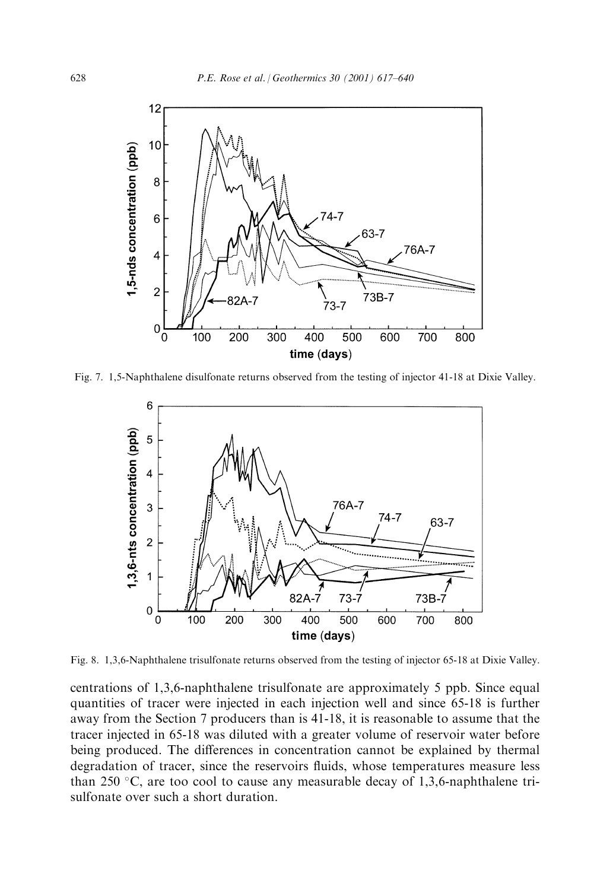Fig. 7. 1,5-Naphthalene disulfonate returns observed from the testing of injector 41-18 at Dixie Valley.

Fig. 8. 1,3,6-Naphthalene trisulfonate returns observed from the testing of injector 65-18 at Dixie Valley.

centrations of 1,3,6-naphthalene trisulfonate are approximately 5 ppb. Since equal quantities of tracer were injected in each injection well and since 65-18 is further away from the Section 7 producers than is 41-18, it is reasonable to assume that the tracer injected in 65-18 was diluted with a greater volume of reservoir water before being produced. The differences in concentration cannot be explained by thermal degradation of tracer, since the reservoirs fluids, whose temperatures measure less than 250 °C, are too cool to cause any measurable decay of 1,3,6-naphthalene trisulfonate over such a short duration.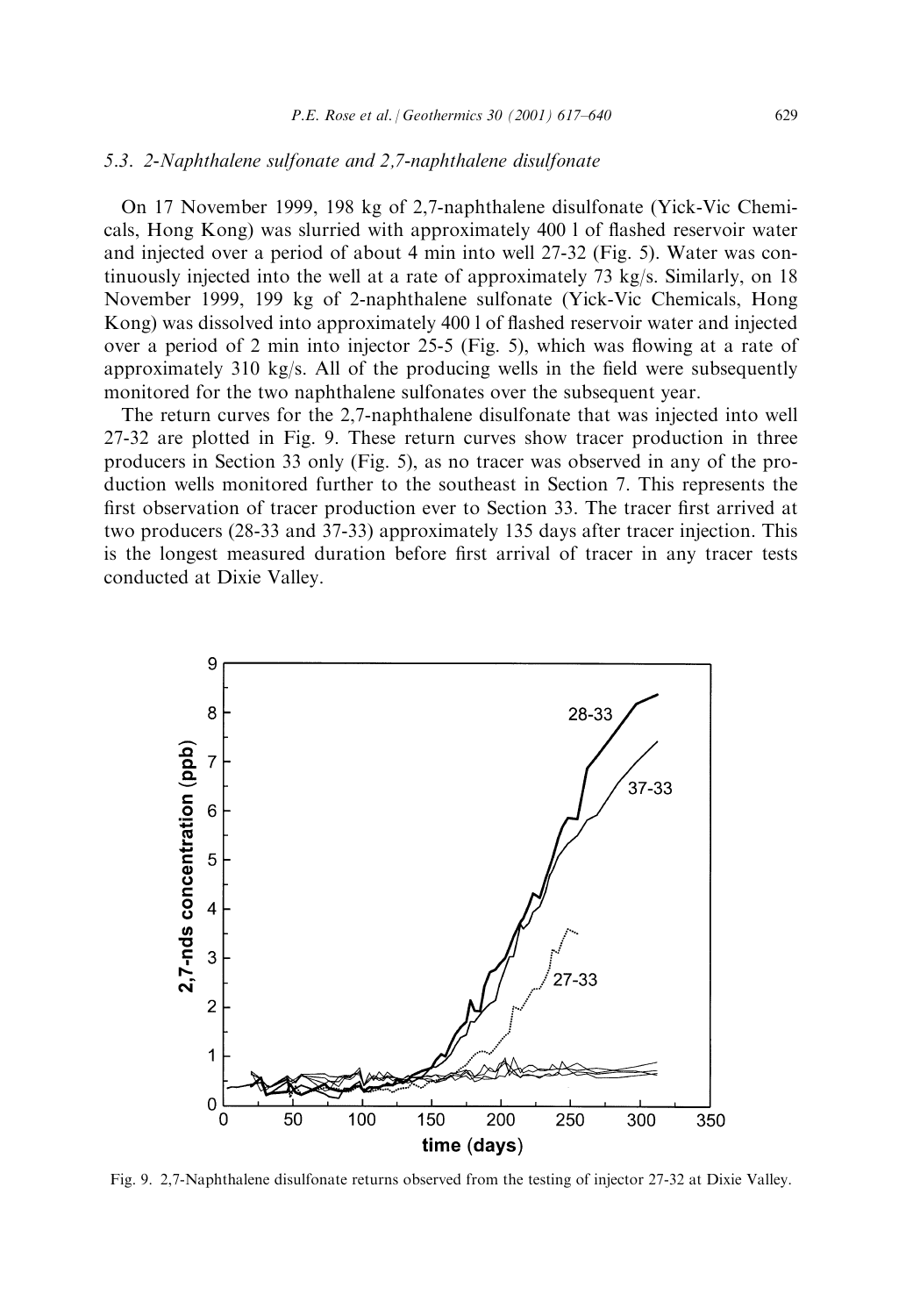### 5.3. 2-Naphthalene sulfonate and 2,7-naphthalene disulfonate

On 17 November 1999, 198 kg of 2,7-naphthalene disulfonate (Yick-Vic Chemicals, Hong Kong) was slurried with approximately 400 l of flashed reservoir water and injected over a period of about 4 min into well 27-32 (Fig. 5). Water was continuously injected into the well at a rate of approximately 73 kg/s. Similarly, on 18 November 1999, 199 kg of 2-naphthalene sulfonate (Yick-Vic Chemicals, Hong Kong) was dissolved into approximately 400 l of flashed reservoir water and injected over a period of 2 min into injector 25-5 (Fig. 5), which was flowing at a rate of approximately 310 kg/s. All of the producing wells in the field were subsequently monitored for the two naphthalene sulfonates over the subsequent year.

The return curves for the 2,7-naphthalene disulfonate that was injected into well 27-32 are plotted in Fig. 9. These return curves show tracer production in three producers in Section 33 only (Fig. 5), as no tracer was observed in any of the production wells monitored further to the southeast in Section 7. This represents the first observation of tracer production ever to Section 33. The tracer first arrived at two producers (28-33 and 37-33) approximately 135 days after tracer injection. This is the longest measured duration before first arrival of tracer in any tracer tests conducted at Dixie Valley.

Fig. 9. 2,7-Naphthalene disulfonate returns observed from the testing of injector 27-32 at Dixie Valley.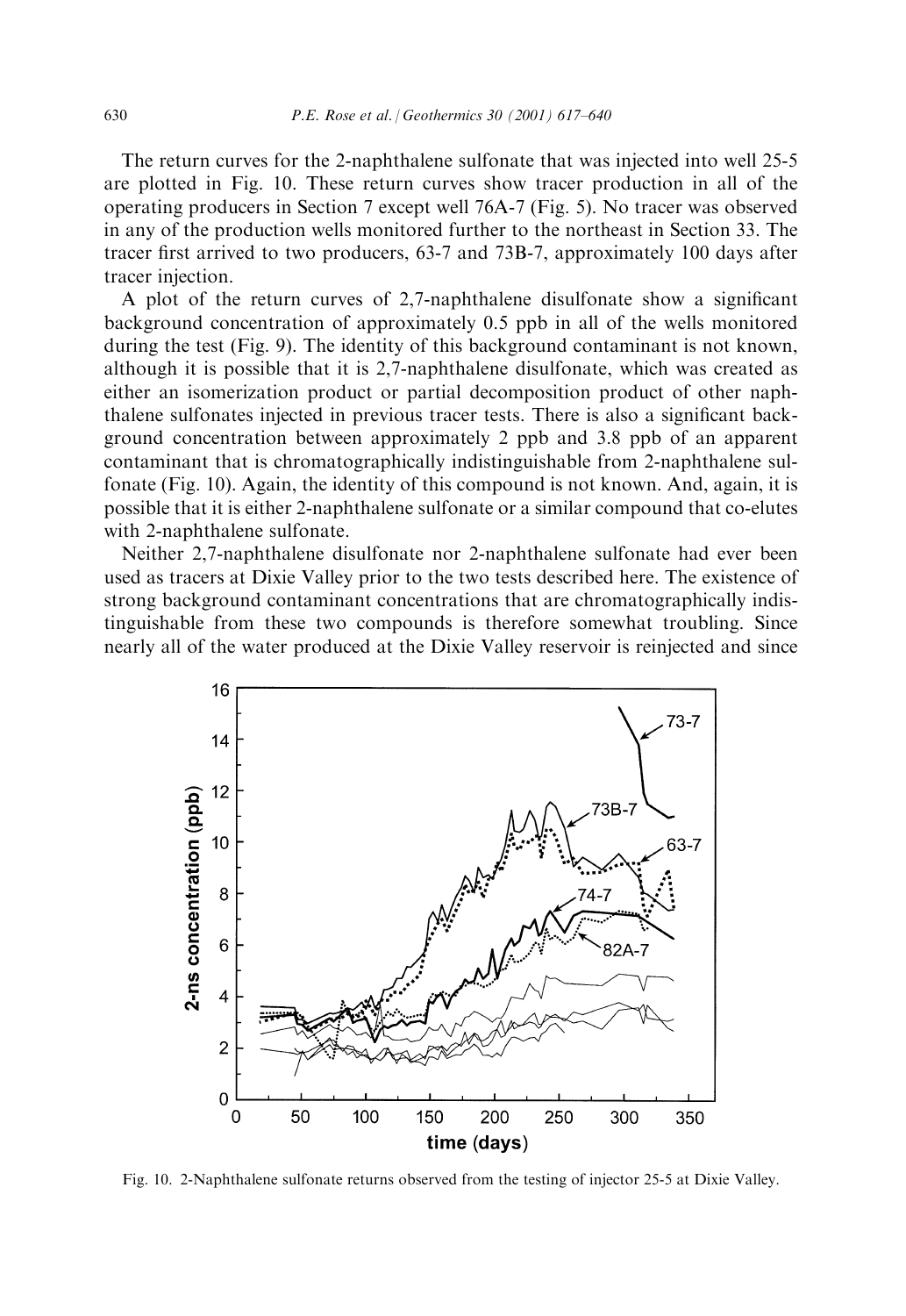The return curves for the 2-naphthalene sulfonate that was injected into well 25-5 are plotted in Fig. 10. These return curves show tracer production in all of the operating producers in Section 7 except well 76A-7 (Fig. 5). No tracer was observed in any of the production wells monitored further to the northeast in Section 33. The tracer first arrived to two producers, 63-7 and 73B-7, approximately 100 days after tracer injection.

A plot of the return curves of 2,7-naphthalene disulfonate show a significant background concentration of approximately 0.5 ppb in all of the wells monitored during the test (Fig. 9). The identity of this background contaminant is not known, although it is possible that it is 2,7-naphthalene disulfonate, which was created as either an isomerization product or partial decomposition product of other naphthalene sulfonates injected in previous tracer tests. There is also a significant background concentration between approximately 2 ppb and 3.8 ppb of an apparent contaminant that is chromatographically indistinguishable from 2-naphthalene sulfonate (Fig. 10). Again, the identity of this compound is not known. And, again, it is possible that it is either 2-naphthalene sulfonate or a similar compound that co-elutes with 2-naphthalene sulfonate.

Neither 2,7-naphthalene disulfonate nor 2-naphthalene sulfonate had ever been used as tracers at Dixie Valley prior to the two tests described here. The existence of strong background contaminant concentrations that are chromatographically indistinguishable from these two compounds is therefore somewhat troubling. Since nearly all of the water produced at the Dixie Valley reservoir is reinjected and since

Fig. 10. 2-Naphthalene sulfonate returns observed from the testing of injector 25-5 at Dixie Valley.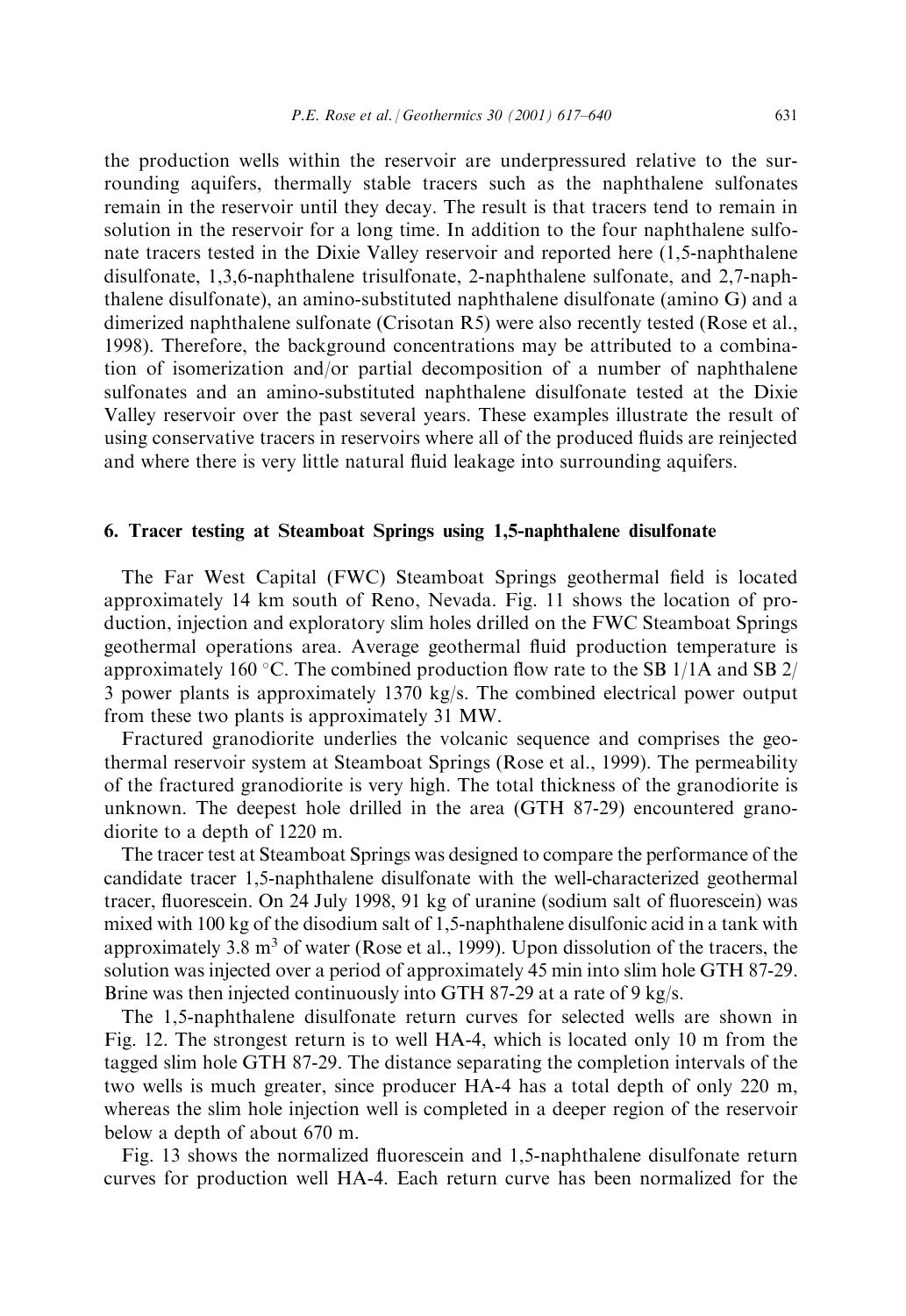the production wells within the reservoir are underpressured relative to the surrounding aquifers, thermally stable tracers such as the naphthalene sulfonates remain in the reservoir until they decay. The result is that tracers tend to remain in solution in the reservoir for a long time. In addition to the four naphthalene sulfonate tracers tested in the Dixie Valley reservoir and reported here (1,5-naphthalene disulfonate, 1,3,6-naphthalene trisulfonate, 2-naphthalene sulfonate, and 2,7-naphthalene disulfonate), an amino-substituted naphthalene disulfonate (amino G) and a dimerized naphthalene sulfonate (Crisotan R5) were also recently tested (Rose et al., 1998). Therefore, the background concentrations may be attributed to a combination of isomerization and/or partial decomposition of a number of naphthalene sulfonates and an amino-substituted naphthalene disulfonate tested at the Dixie Valley reservoir over the past several years. These examples illustrate the result of using conservative tracers in reservoirs where all of the produced fluids are reinjected and where there is very little natural fluid leakage into surrounding aquifers.

## 6. Tracer testing at Steamboat Springs using 1,5-naphthalene disulfonate

The Far West Capital (FWC) Steamboat Springs geothermal field is located approximately 14 km south of Reno, Nevada. Fig. 11 shows the location of production, injection and exploratory slim holes drilled on the FWC Steamboat Springs geothermal operations area. Average geothermal fluid production temperature is approximately 160 °C. The combined production flow rate to the SB 1/1A and SB 2/3 power plants is approximately 1370 kg/s. The combined electrical power output from these two plants is approximately 31 MW.

Fractured granodiorite underlies the volcanic sequence and comprises the geothermal reservoir system at Steamboat Springs (Rose et al., 1999). The permeability of the fractured granodiorite is very high. The total thickness of the granodiorite is unknown. The deepest hole drilled in the area (GTH 87-29) encountered granodiorite to a depth of 1220 m.

The tracer test at Steamboat Springs was designed to compare the performance of the candidate tracer 1,5-naphthalene disulfonate with the well-characterized geothermal tracer, fluorescein. On 24 July 1998, 91 kg of uranine (sodium salt of fluorescein) was mixed with 100 kg of the disodium salt of 1,5-naphthalene disulfonic acid in a tank with approximately 3.8 $m^3$ of water (Rose et al., 1999). Upon dissolution of the tracers, the solution was injected over a period of approximately 45 min into slim hole GTH 87-29. Brine was then injected continuously into GTH 87-29 at a rate of 9 kg/s.

The 1,5-naphthalene disulfonate return curves for selected wells are shown in Fig. 12. The strongest return is to well HA-4, which is located only 10 m from the tagged slim hole GTH 87-29. The distance separating the completion intervals of the two wells is much greater, since producer HA-4 has a total depth of only 220 m, whereas the slim hole injection well is completed in a deeper region of the reservoir below a depth of about 670 m.

Fig. 13 shows the normalized fluorescein and 1,5-naphthalene disulfonate return curves for production well HA-4. Each return curve has been normalized for the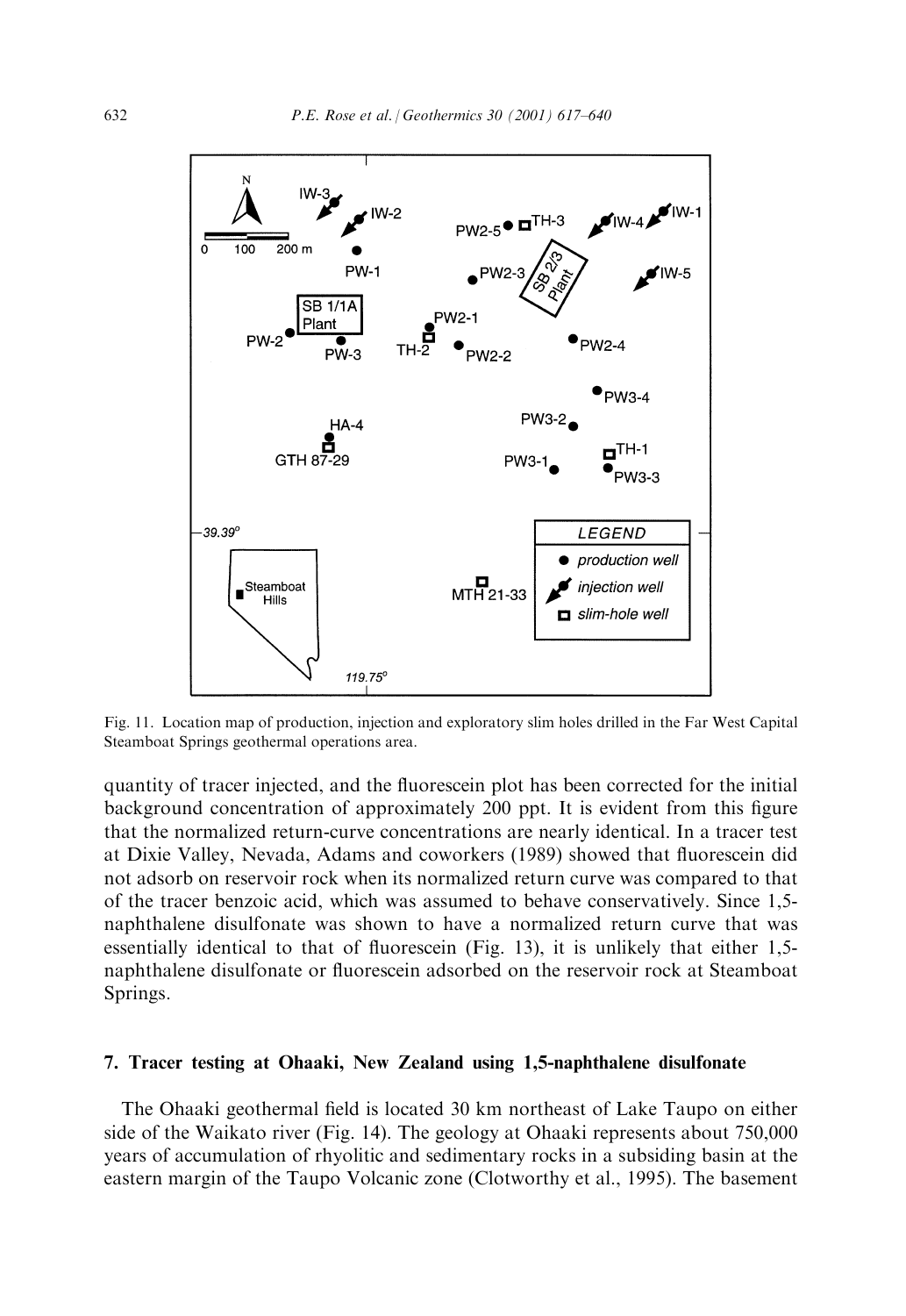Fig. 11. Location map of production, injection and exploratory slim holes drilled in the Far West Capital Steamboat Springs geothermal operations area.

quantity of tracer injected, and the fluorescein plot has been corrected for the initial background concentration of approximately 200 ppt. It is evident from this figure that the normalized return-curve concentrations are nearly identical. In a tracer test at Dixie Valley, Nevada, Adams and coworkers (1989) showed that fluorescein did not adsorb on reservoir rock when its normalized return curve was compared to that of the tracer benzoic acid, which was assumed to behave conservatively. Since 1,5-naphthalene disulfonate was shown to have a normalized return curve that was essentially identical to that of fluorescein (Fig. 13), it is unlikely that either 1,5-naphthalene disulfonate or fluorescein adsorbed on the reservoir rock at Steamboat Springs.

## 7. Tracer testing at Ohaaki, New Zealand using 1,5-naphthalene disulfonate

The Ohaaki geothermal field is located 30 km northeast of Lake Taupo on either side of the Waikato river (Fig. 14). The geology at Ohaaki represents about 750,000 years of accumulation of rhyolitic and sedimentary rocks in a subsiding basin at the eastern margin of the Taupo Volcanic zone (Clotworthy et al., 1995). The basement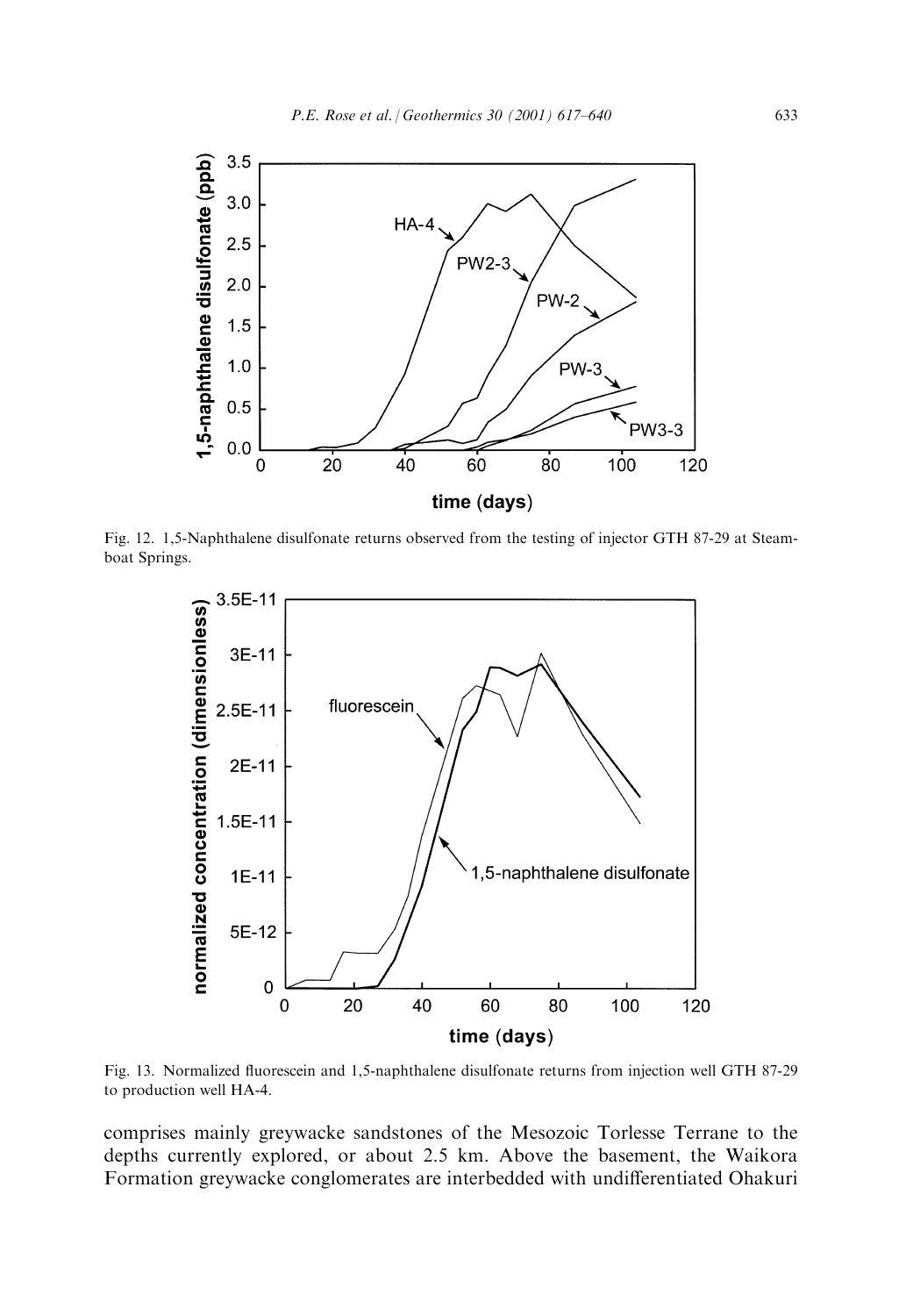Fig. 12. 1,5-Naphthalene disulfonate returns observed from the testing of injector GTH 87-29 at Steamboat Springs.

Fig. 13. Normalized fluorescein and 1,5-naphthalene disulfonate returns from injection well GTH 87-29 to production well HA-4.

comprises mainly greywacke sandstones of the Mesozoic Torlesse Terrane to the depths currently explored, or about 2.5 km. Above the basement, the Waikora Formation greywacke conglomerates are interbedded with undifferentiated Ohakuri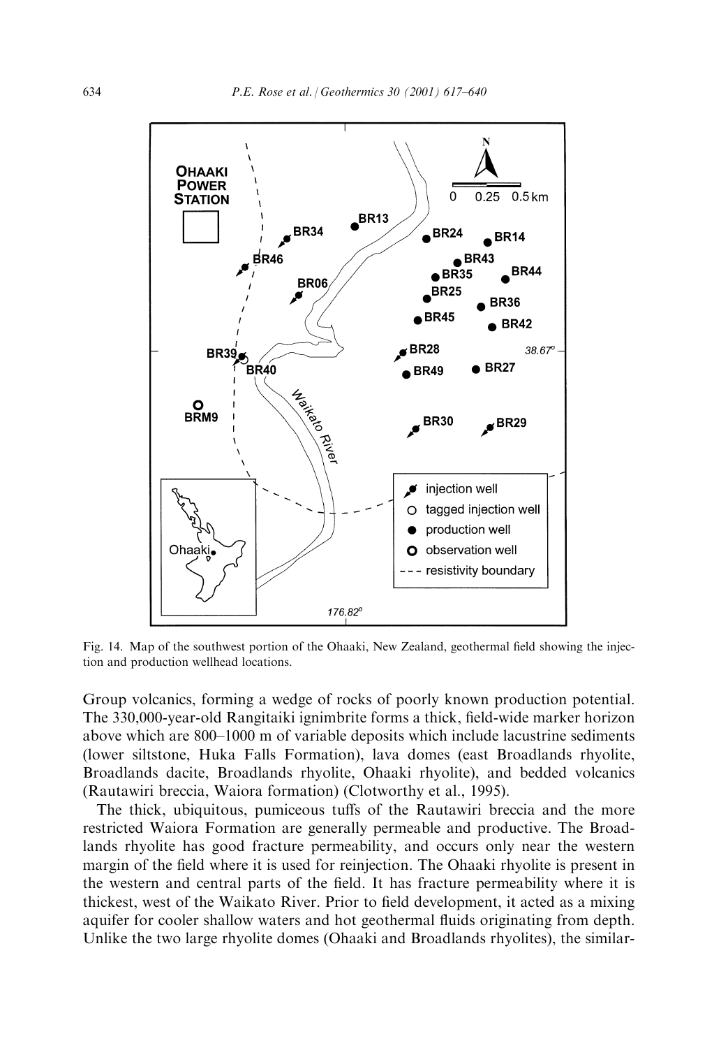Fig. 14. Map of the southwest portion of the Ohaaki, New Zealand, geothermal field showing the injection and production wellhead locations.

Group volcanics, forming a wedge of rocks of poorly known production potential. The 330,000-year-old Rangitaiki ignimbrite forms a thick, field-wide marker horizon above which are 800–1000 m of variable deposits which include lacustrine sediments (lower siltstone, Huka Falls Formation), lava domes (east Broadlands rhyolite, Broadlands dacite, Broadlands rhyolite, Ohaaki rhyolite), and bedded volcanics (Rautawiri breccia, Waiora formation) (Clotworthy et al., 1995).

The thick, ubiquitous, pumiceous tuffs of the Rautawiri breccia and the more restricted Waiora Formation are generally permeable and productive. The Broadlands rhyolite has good fracture permeability, and occurs only near the western margin of the field where it is used for reinjection. The Ohaaki rhyolite is present in the western and central parts of the field. It has fracture permeability where it is thickest, west of the Waikato River. Prior to field development, it acted as a mixing aquifer for cooler shallow waters and hot geothermal fluids originating from depth. Unlike the two large rhyolite domes (Ohaaki and Broadlands rhyolites), the similar-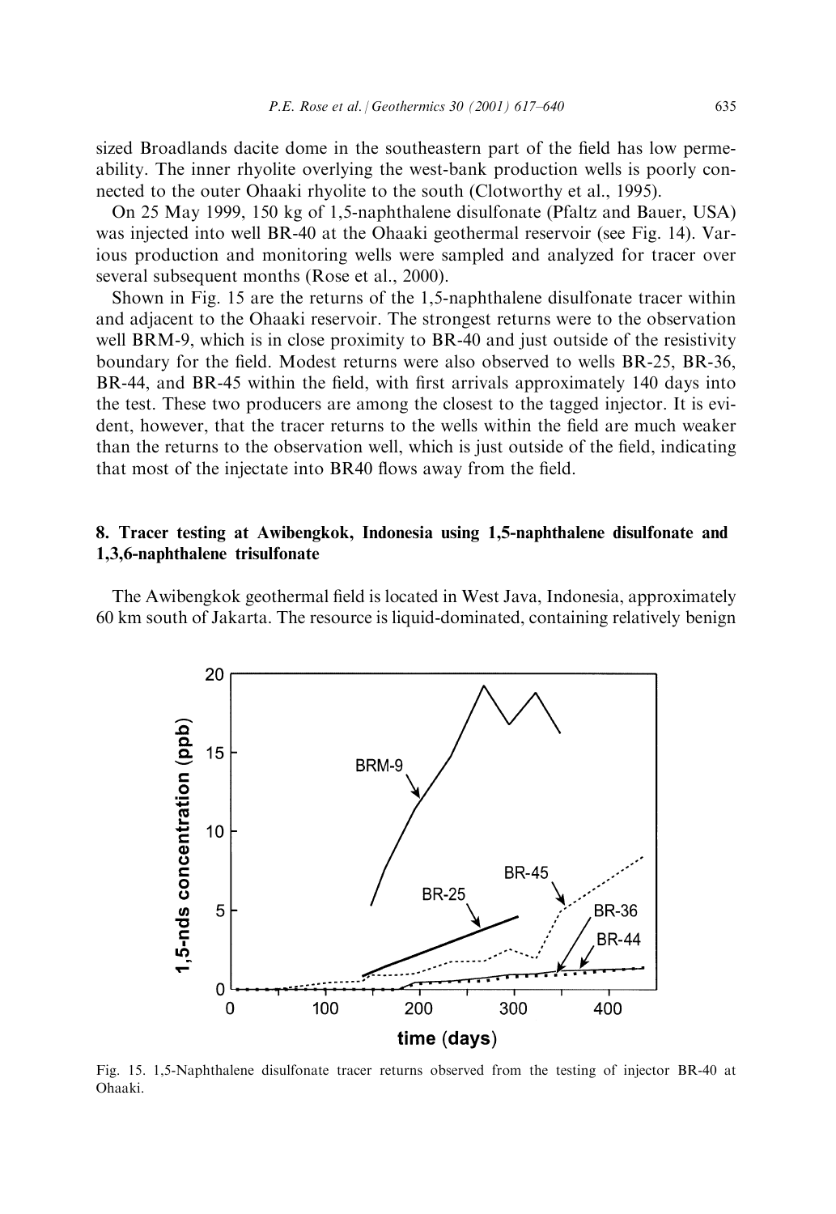sized Broadlands dacite dome in the southeastern part of the field has low permeability. The inner rhyolite overlying the west-bank production wells is poorly connected to the outer Ohaaki rhyolite to the south (Clotworthy et al., 1995).

On 25 May 1999, 150 kg of 1,5-naphthalene disulfonate (Pfaltz and Bauer, USA) was injected into well BR-40 at the Ohaaki geothermal reservoir (see Fig. 14). Various production and monitoring wells were sampled and analyzed for tracer over several subsequent months (Rose et al., 2000).

Shown in Fig. 15 are the returns of the 1,5-naphthalene disulfonate tracer within and adjacent to the Ohaaki reservoir. The strongest returns were to the observation well BRM-9, which is in close proximity to BR-40 and just outside of the resistivity boundary for the field. Modest returns were also observed to wells BR-25, BR-36, BR-44, and BR-45 within the field, with first arrivals approximately 140 days into the test. These two producers are among the closest to the tagged injector. It is evident, however, that the tracer returns to the wells within the field are much weaker than the returns to the observation well, which is just outside of the field, indicating that most of the injectate into BR40 flows away from the field.

## 8. Tracer testing at Awibengkok, Indonesia using 1,5-naphthalene disulfonate and 1,3,6-naphthalene trisulfonate

The Awibengkok geothermal field is located in West Java, Indonesia, approximately 60 km south of Jakarta. The resource is liquid-dominated, containing relatively benign

Fig. 15. 1,5-Naphthalene disulfonate tracer returns observed from the testing of injector BR-40 at Ohaaki.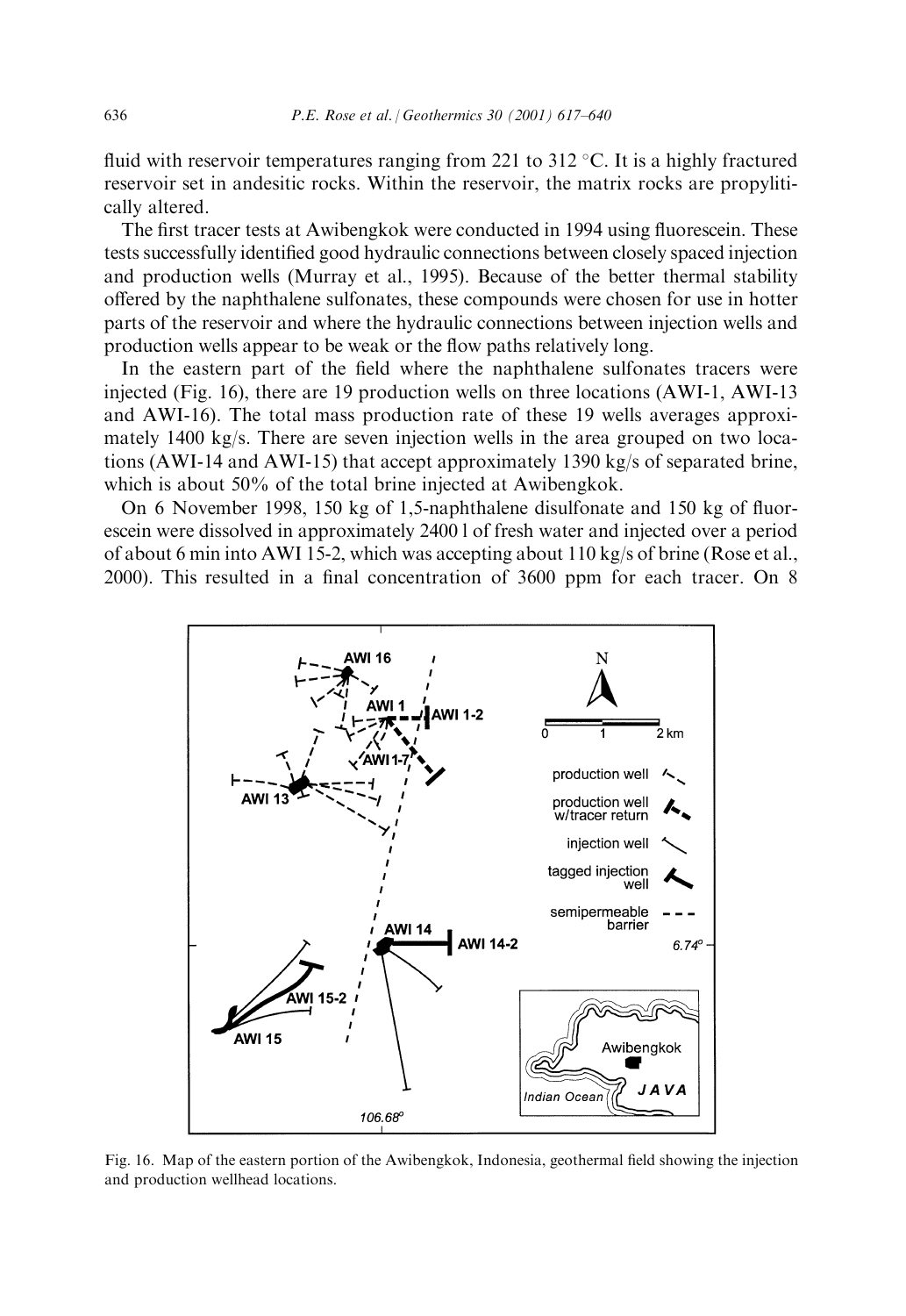fluid with reservoir temperatures ranging from 221 to 312 °C. It is a highly fractured reservoir set in andesitic rocks. Within the reservoir, the matrix rocks are propylitically altered.

The first tracer tests at Awibengkok were conducted in 1994 using fluorescein. These tests successfully identified good hydraulic connections between closely spaced injection and production wells (Murray et al., 1995). Because of the better thermal stability offered by the naphthalene sulfonates, these compounds were chosen for use in hotter parts of the reservoir and where the hydraulic connections between injection wells and production wells appear to be weak or the flow paths relatively long.

In the eastern part of the field where the naphthalene sulfonates tracers were injected (Fig. 16), there are 19 production wells on three locations (AWI-1, AWI-13 and AWI-16). The total mass production rate of these 19 wells averages approximately 1400 kg/s. There are seven injection wells in the area grouped on two locations (AWI-14 and AWI-15) that accept approximately 1390 kg/s of separated brine, which is about 50% of the total brine injected at Awibengkok.

On 6 November 1998, 150 kg of 1,5-naphthalene disulfonate and 150 kg of fluorescein were dissolved in approximately 2400 l of fresh water and injected over a period of about 6 min into AWI 15-2, which was accepting about 110 kg/s of brine (Rose et al., 2000). This resulted in a final concentration of 3600 ppm for each tracer. On 8

Fig. 16. Map of the eastern portion of the Awibengkok, Indonesia, geothermal field showing the injection and production wellhead locations.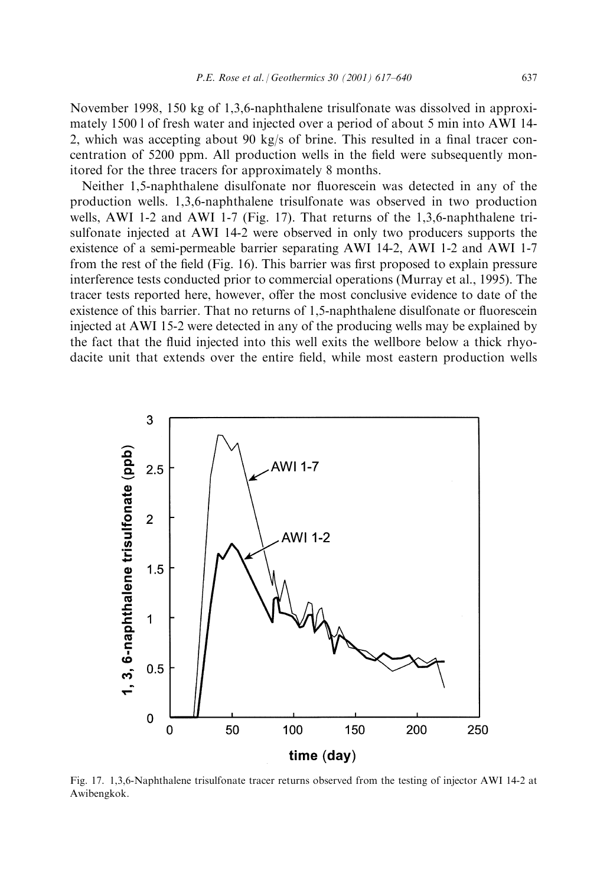November 1998, 150 kg of 1,3,6-naphthalene trisulfonate was dissolved in approximately 1500 l of fresh water and injected over a period of about 5 min into AWI 14-2, which was accepting about 90 kg/s of brine. This resulted in a final tracer concentration of 5200 ppm. All production wells in the field were subsequently monitored for the three tracers for approximately 8 months.

Neither 1,5-naphthalene disulfonate nor fluorescein was detected in any of the production wells. 1,3,6-naphthalene trisulfonate was observed in two production wells, AWI 1-2 and AWI 1-7 (Fig. 17). That returns of the 1,3,6-naphthalene trisulfonate injected at AWI 14-2 were observed in only two producers supports the existence of a semi-permeable barrier separating AWI 14-2, AWI 1-2 and AWI 1-7 from the rest of the field (Fig. 16). This barrier was first proposed to explain pressure interference tests conducted prior to commercial operations (Murray et al., 1995). The tracer tests reported here, however, offer the most conclusive evidence to date of the existence of this barrier. That no returns of 1,5-naphthalene disulfonate or fluorescein injected at AWI 15-2 were detected in any of the producing wells may be explained by the fact that the fluid injected into this well exits the wellbore below a thick rhyodacite unit that extends over the entire field, while most eastern production wells

Fig. 17. 1,3,6-Naphthalene trisulfonate tracer returns observed from the testing of injector AWI 14-2 at Awibengkok.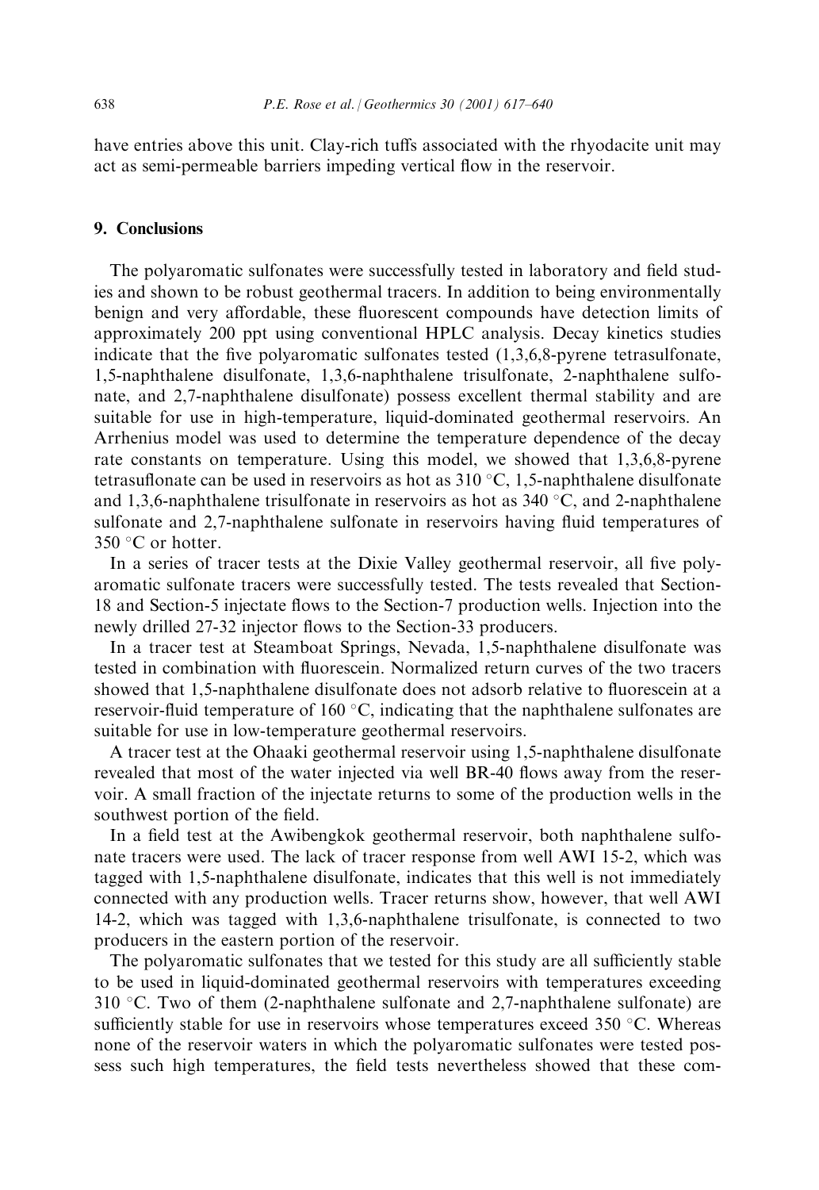have entries above this unit. Clay-rich tuffs associated with the rhyodacite unit may act as semi-permeable barriers impeding vertical flow in the reservoir.

## 9. Conclusions

The polyaromatic sulfonates were successfully tested in laboratory and field studies and shown to be robust geothermal tracers. In addition to being environmentally benign and very affordable, these fluorescent compounds have detection limits of approximately 200 ppt using conventional HPLC analysis. Decay kinetics studies indicate that the five polyaromatic sulfonates tested (1,3,6,8-pyrene tetrasulfonate, 1,5-naphthalene disulfonate, 1,3,6-naphthalene trisulfonate, 2-naphthalene sulfonate, and 2,7-naphthalene disulfonate) possess excellent thermal stability and are suitable for use in high-temperature, liquid-dominated geothermal reservoirs. An Arrhenius model was used to determine the temperature dependence of the decay rate constants on temperature. Using this model, we showed that 1,3,6,8-pyrene tetrasuflonate can be used in reservoirs as hot as 310 °C, 1,5-naphthalene disulfonate and 1,3,6-naphthalene trisulfonate in reservoirs as hot as 340 °C, and 2-naphthalene sulfonate and 2,7-naphthalene sulfonate in reservoirs having fluid temperatures of 350 °C or hotter.

In a series of tracer tests at the Dixie Valley geothermal reservoir, all five polyaromatic sulfonate tracers were successfully tested. The tests revealed that Section-18 and Section-5 injectate flows to the Section-7 production wells. Injection into the newly drilled 27-32 injector flows to the Section-33 producers.

In a tracer test at Steamboat Springs, Nevada, 1,5-naphthalene disulfonate was tested in combination with fluorescein. Normalized return curves of the two tracers showed that 1,5-naphthalene disulfonate does not adsorb relative to fluorescein at a reservoir-fluid temperature of 160 °C, indicating that the naphthalene sulfonates are suitable for use in low-temperature geothermal reservoirs.

A tracer test at the Ohaaki geothermal reservoir using 1,5-naphthalene disulfonate revealed that most of the water injected via well BR-40 flows away from the reservoir. A small fraction of the injectate returns to some of the production wells in the southwest portion of the field.

In a field test at the Awibengkok geothermal reservoir, both naphthalene sulfonate tracers were used. The lack of tracer response from well AWI 15-2, which was tagged with 1,5-naphthalene disulfonate, indicates that this well is not immediately connected with any production wells. Tracer returns show, however, that well AWI 14-2, which was tagged with 1,3,6-naphthalene trisulfonate, is connected to two producers in the eastern portion of the reservoir.

The polyaromatic sulfonates that we tested for this study are all sufficiently stable to be used in liquid-dominated geothermal reservoirs with temperatures exceeding 310 °C. Two of them (2-naphthalene sulfonate and 2,7-naphthalene sulfonate) are sufficiently stable for use in reservoirs whose temperatures exceed 350 °C. Whereas none of the reservoir waters in which the polyaromatic sulfonates were tested possess such high temperatures, the field tests nevertheless showed that these com-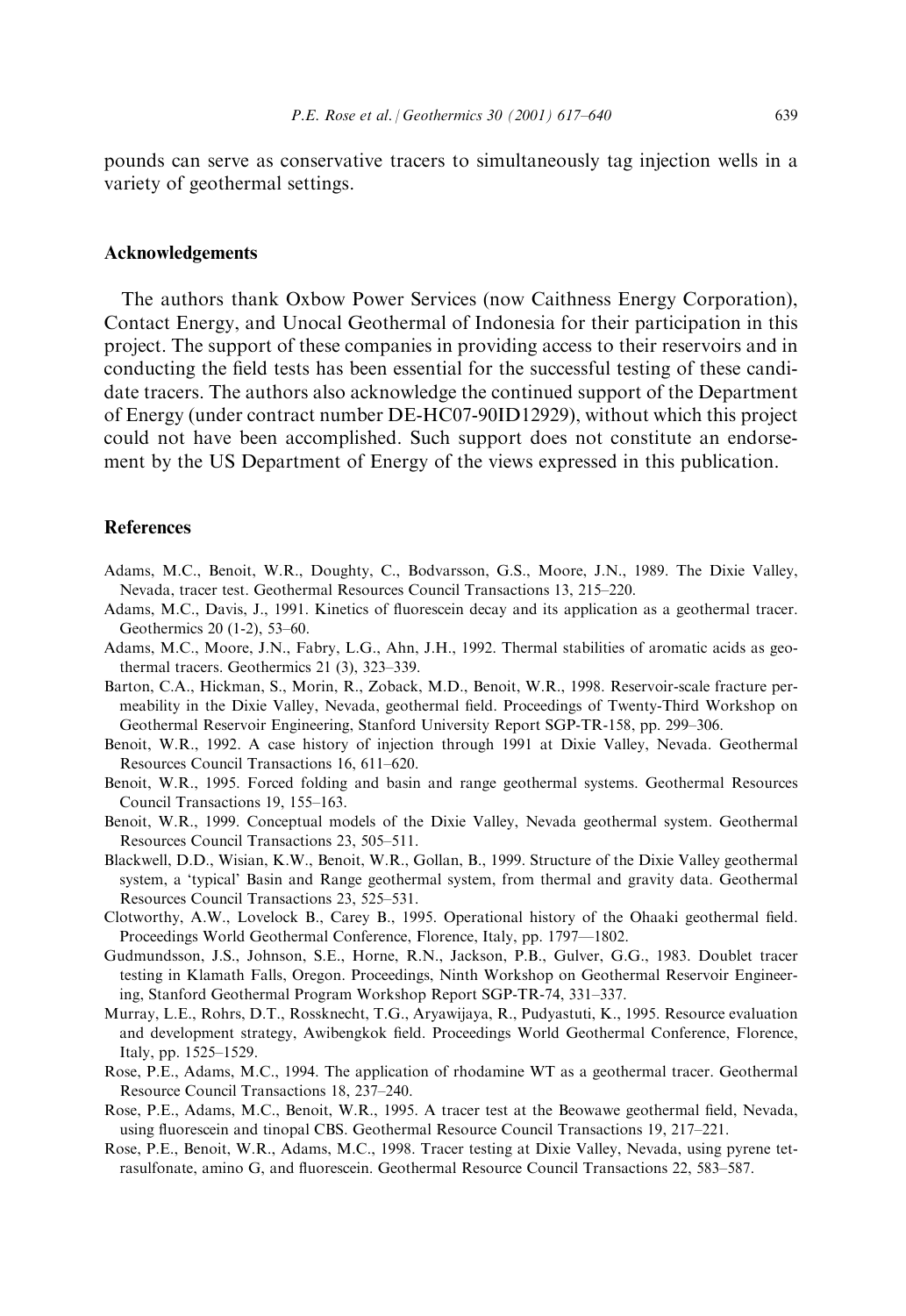pounds can serve as conservative tracers to simultaneously tag injection wells in a variety of geothermal settings.

## Acknowledgements

The authors thank Oxbow Power Services (now Caithness Energy Corporation), Contact Energy, and Unocal Geothermal of Indonesia for their participation in this project. The support of these companies in providing access to their reservoirs and in conducting the field tests has been essential for the successful testing of these candidate tracers. The authors also acknowledge the continued support of the Department of Energy (under contract number DE-HC07-90ID12929), without which this project could not have been accomplished. Such support does not constitute an endorsement by the US Department of Energy of the views expressed in this publication.

## References

Adams, M.C., Benoit, W.R., Doughty, C., Bodvarsson, G.S., Moore, J.N., 1989. The Dixie Valley, Nevada, tracer test. Geothermal Resources Council Transactions 13, 215–220.

Adams, M.C., Davis, J., 1991. Kinetics of fluorescein decay and its application as a geothermal tracer. Geothermics 20 (1-2), 53–60.

Adams, M.C., Moore, J.N., Fabry, L.G., Ahn, J.H., 1992. Thermal stabilities of aromatic acids as geothermal tracers. Geothermics 21 (3), 323–339.

Barton, C.A., Hickman, S., Morin, R., Zoback, M.D., Benoit, W.R., 1998. Reservoir-scale fracture permeability in the Dixie Valley, Nevada, geothermal field. Proceedings of Twenty-Third Workshop on Geothermal Reservoir Engineering, Stanford University Report SGP-TR-158, pp. 299–306.

Benoit, W.R., 1992. A case history of injection through 1991 at Dixie Valley, Nevada. Geothermal Resources Council Transactions 16, 611–620.

Benoit, W.R., 1995. Forced folding and basin and range geothermal systems. Geothermal Resources Council Transactions 19, 155–163.

Benoit, W.R., 1999. Conceptual models of the Dixie Valley, Nevada geothermal system. Geothermal Resources Council Transactions 23, 505–511.

Blackwell, D.D., Wisian, K.W., Benoit, W.R., Gollan, B., 1999. Structure of the Dixie Valley geothermal system, a 'typical' Basin and Range geothermal system, from thermal and gravity data. Geothermal Resources Council Transactions 23, 525–531.

Clotworthy, A.W., Lovelock B., Carey B., 1995. Operational history of the Ohaaki geothermal field. Proceedings World Geothermal Conference, Florence, Italy, pp. 1797—1802.

Gudmundsson, J.S., Johnson, S.E., Horne, R.N., Jackson, P.B., Gulver, G.G., 1983. Doublet tracer testing in Klamath Falls, Oregon. Proceedings, Ninth Workshop on Geothermal Reservoir Engineering, Stanford Geothermal Program Workshop Report SGP-TR-74, 331–337.

Murray, L.E., Rohrs, D.T., Rossknecht, T.G., Aryawijaya, R., Pudyastuti, K., 1995. Resource evaluation and development strategy, Awibengkok field. Proceedings World Geothermal Conference, Florence, Italy, pp. 1525–1529.

Rose, P.E., Adams, M.C., 1994. The application of rhodamine WT as a geothermal tracer. Geothermal Resource Council Transactions 18, 237–240.

Rose, P.E., Adams, M.C., Benoit, W.R., 1995. A tracer test at the Beowawe geothermal field, Nevada, using fluorescein and tinopal CBS. Geothermal Resource Council Transactions 19, 217–221.

Rose, P.E., Benoit, W.R., Adams, M.C., 1998. Tracer testing at Dixie Valley, Nevada, using pyrene tetrasulfonate, amino G, and fluorescein. Geothermal Resource Council Transactions 22, 583–587.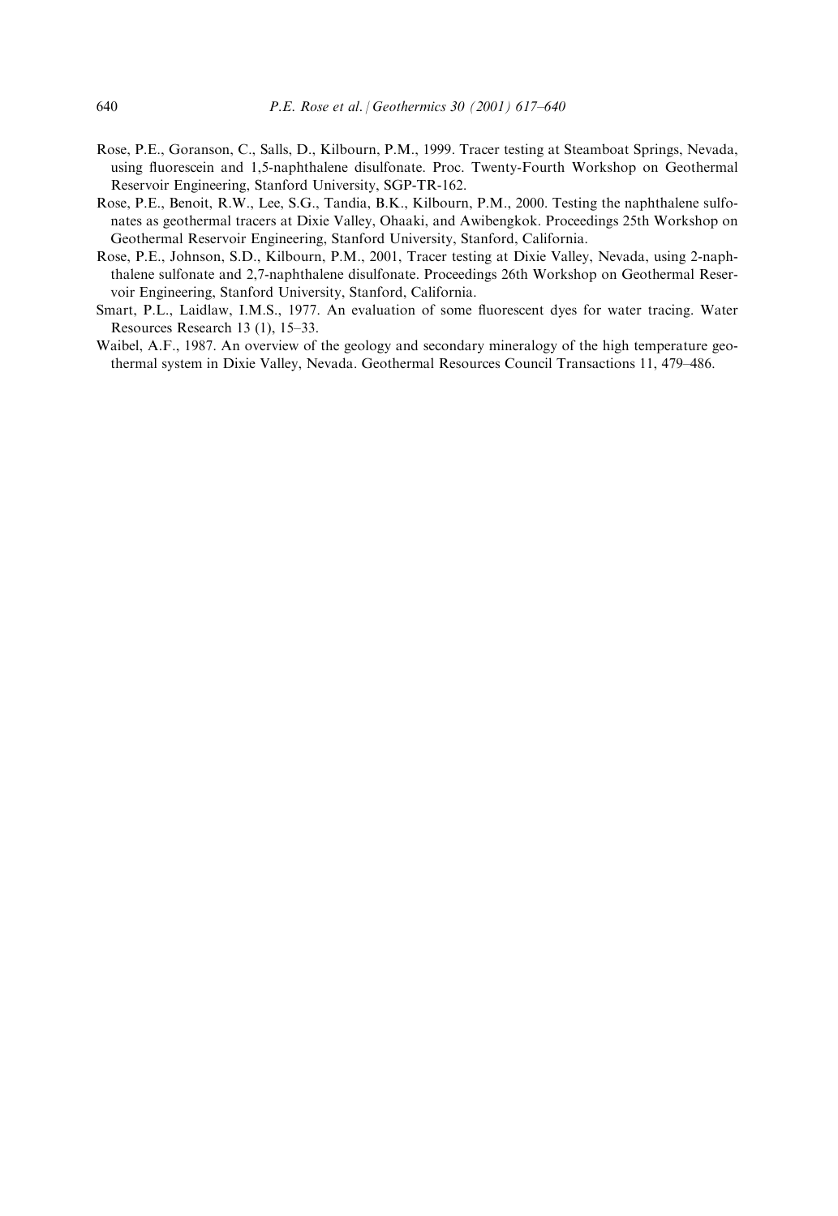Rose, P.E., Goranson, C., Salls, D., Kilbourn, P.M., 1999. Tracer testing at Steamboat Springs, Nevada, using fluorescein and 1,5-naphthalene disulfonate. Proc. Twenty-Fourth Workshop on Geothermal Reservoir Engineering, Stanford University, SGP-TR-162.

Rose, P.E., Benoit, R.W., Lee, S.G., Tandia, B.K., Kilbourn, P.M., 2000. Testing the naphthalene sulfonates as geothermal tracers at Dixie Valley, Ohaaki, and Awibengkok. Proceedings 25th Workshop on Geothermal Reservoir Engineering, Stanford University, Stanford, California.

Rose, P.E., Johnson, S.D., Kilbourn, P.M., 2001, Tracer testing at Dixie Valley, Nevada, using 2-naphthalene sulfonate and 2,7-naphthalene disulfonate. Proceedings 26th Workshop on Geothermal Reservoir Engineering, Stanford University, Stanford, California.

Smart, P.L., Laidlaw, I.M.S., 1977. An evaluation of some fluorescent dyes for water tracing. Water Resources Research 13 (1), 15–33.

Waibel, A.F., 1987. An overview of the geology and secondary mineralogy of the high temperature geothermal system in Dixie Valley, Nevada. Geothermal Resources Council Transactions 11, 479–486.